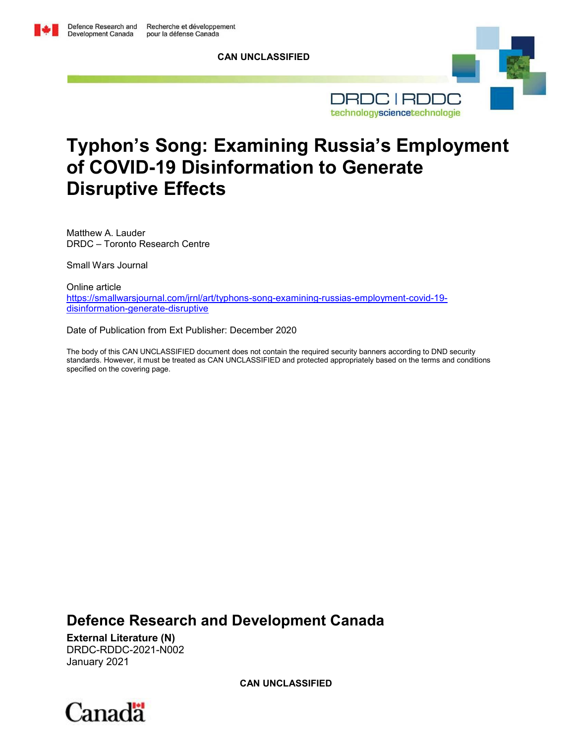Defence Research and Development Canada | Recherche et développement pour la défense Canada

CAN UNCLASSIFIED

DRDC | RDDC
technologysciencetechnologie

# Typhon's Song: Examining Russia's Employment of COVID-19 Disinformation to Generate Disruptive Effects

Matthew A. Lauder
DRDC – Toronto Research Centre

Small Wars Journal

Online article
https://smallwarsjournal.com/jrnl/art/typhons-song-examining-russias-employment-covid-19-disinformation-generate-disruptive

Date of Publication from Ext Publisher: December 2020

The body of this CAN UNCLASSIFIED document does not contain the required security banners according to DND security standards. However, it must be treated as CAN UNCLASSIFIED and protected appropriately based on the terms and conditions specified on the covering page.

## Defence Research and Development Canada

**External Literature (N)**
DRDC-RDDC-2021-N002
January 2021

CAN UNCLASSIFIED

Canada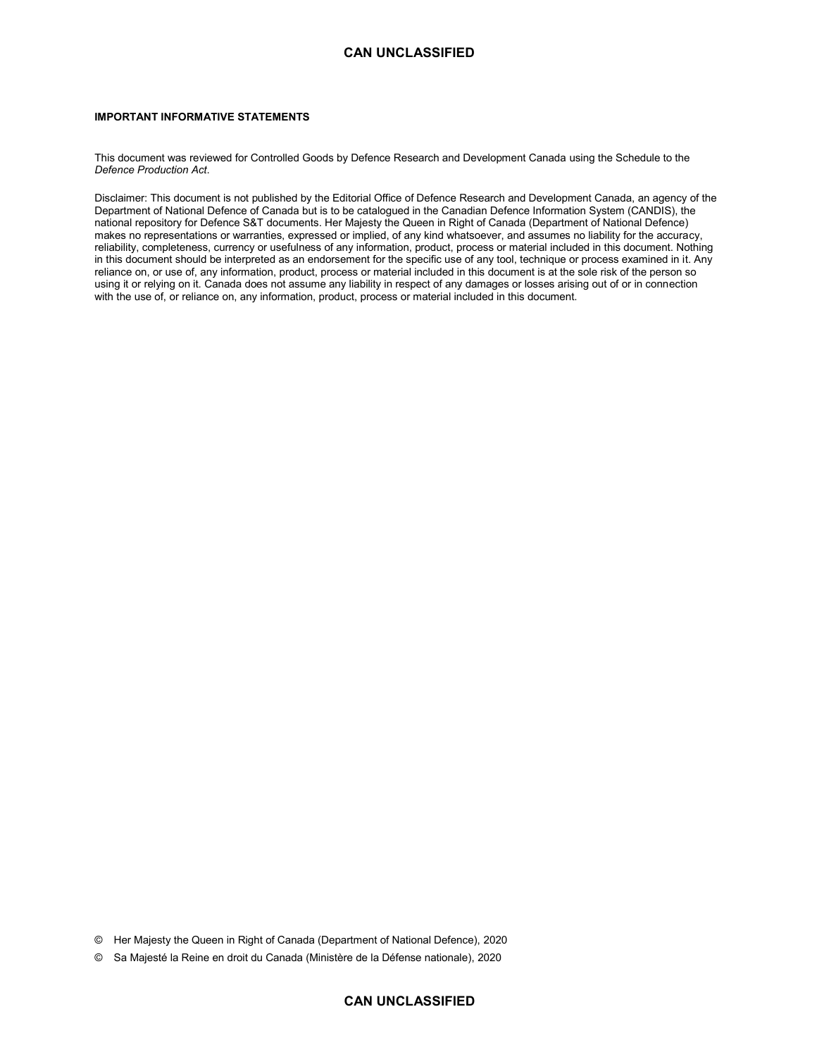**IMPORTANT INFORMATIVE STATEMENTS**

This document was reviewed for Controlled Goods by Defence Research and Development Canada using the Schedule to the *Defence Production Act*.

Disclaimer: This document is not published by the Editorial Office of Defence Research and Development Canada, an agency of the Department of National Defence of Canada but is to be catalogued in the Canadian Defence Information System (CANDIS), the national repository for Defence S&T documents. Her Majesty the Queen in Right of Canada (Department of National Defence) makes no representations or warranties, expressed or implied, of any kind whatsoever, and assumes no liability for the accuracy, reliability, completeness, currency or usefulness of any information, product, process or material included in this document. Nothing in this document should be interpreted as an endorsement for the specific use of any tool, technique or process examined in it. Any reliance on, or use of, any information, product, process or material included in this document is at the sole risk of the person so using it or relying on it. Canada does not assume any liability in respect of any damages or losses arising out of or in connection with the use of, or reliance on, any information, product, process or material included in this document.

© Her Majesty the Queen in Right of Canada (Department of National Defence), 2020

© Sa Majesté la Reine en droit du Canada (Ministère de la Défense nationale), 2020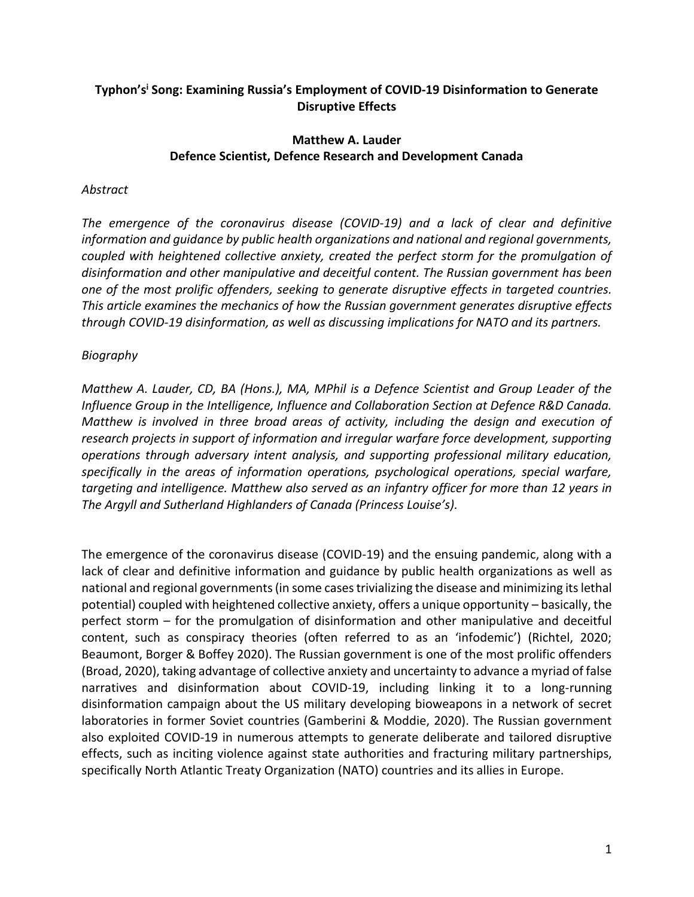**Typhon's[i] Song: Examining Russia's Employment of COVID-19 Disinformation to Generate Disruptive Effects**

**Matthew A. Lauder**
**Defence Scientist, Defence Research and Development Canada**

*Abstract*

*The emergence of the coronavirus disease (COVID-19) and a lack of clear and definitive information and guidance by public health organizations and national and regional governments, coupled with heightened collective anxiety, created the perfect storm for the promulgation of disinformation and other manipulative and deceitful content. The Russian government has been one of the most prolific offenders, seeking to generate disruptive effects in targeted countries. This article examines the mechanics of how the Russian government generates disruptive effects through COVID-19 disinformation, as well as discussing implications for NATO and its partners.*

*Biography*

*Matthew A. Lauder, CD, BA (Hons.), MA, MPhil is a Defence Scientist and Group Leader of the Influence Group in the Intelligence, Influence and Collaboration Section at Defence R&D Canada. Matthew is involved in three broad areas of activity, including the design and execution of research projects in support of information and irregular warfare force development, supporting operations through adversary intent analysis, and supporting professional military education, specifically in the areas of information operations, psychological operations, special warfare, targeting and intelligence. Matthew also served as an infantry officer for more than 12 years in The Argyll and Sutherland Highlanders of Canada (Princess Louise's).*

The emergence of the coronavirus disease (COVID-19) and the ensuing pandemic, along with a lack of clear and definitive information and guidance by public health organizations as well as national and regional governments (in some cases trivializing the disease and minimizing its lethal potential) coupled with heightened collective anxiety, offers a unique opportunity – basically, the perfect storm – for the promulgation of disinformation and other manipulative and deceitful content, such as conspiracy theories (often referred to as an 'infodemic') (Richtel, 2020; Beaumont, Borger & Boffey 2020). The Russian government is one of the most prolific offenders (Broad, 2020), taking advantage of collective anxiety and uncertainty to advance a myriad of false narratives and disinformation about COVID-19, including linking it to a long-running disinformation campaign about the US military developing bioweapons in a network of secret laboratories in former Soviet countries (Gamberini & Moddie, 2020). The Russian government also exploited COVID-19 in numerous attempts to generate deliberate and tailored disruptive effects, such as inciting violence against state authorities and fracturing military partnerships, specifically North Atlantic Treaty Organization (NATO) countries and its allies in Europe.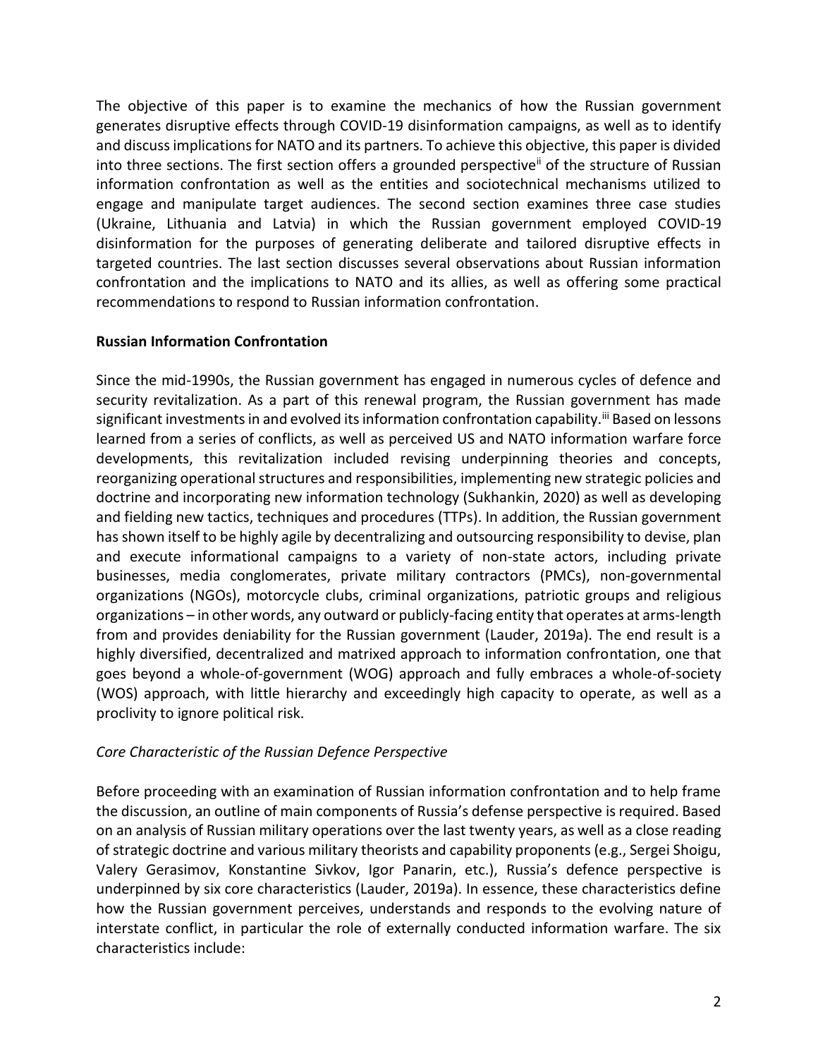The objective of this paper is to examine the mechanics of how the Russian government generates disruptive effects through COVID-19 disinformation campaigns, as well as to identify and discuss implications for NATO and its partners. To achieve this objective, this paper is divided into three sections. The first section offers a grounded perspective[ii] of the structure of Russian information confrontation as well as the entities and sociotechnical mechanisms utilized to engage and manipulate target audiences. The second section examines three case studies (Ukraine, Lithuania and Latvia) in which the Russian government employed COVID-19 disinformation for the purposes of generating deliberate and tailored disruptive effects in targeted countries. The last section discusses several observations about Russian information confrontation and the implications to NATO and its allies, as well as offering some practical recommendations to respond to Russian information confrontation.

**Russian Information Confrontation**

Since the mid-1990s, the Russian government has engaged in numerous cycles of defence and security revitalization. As a part of this renewal program, the Russian government has made significant investments in and evolved its information confrontation capability.[iii] Based on lessons learned from a series of conflicts, as well as perceived US and NATO information warfare force developments, this revitalization included revising underpinning theories and concepts, reorganizing operational structures and responsibilities, implementing new strategic policies and doctrine and incorporating new information technology (Sukhankin, 2020) as well as developing and fielding new tactics, techniques and procedures (TTPs). In addition, the Russian government has shown itself to be highly agile by decentralizing and outsourcing responsibility to devise, plan and execute informational campaigns to a variety of non-state actors, including private businesses, media conglomerates, private military contractors (PMCs), non-governmental organizations (NGOs), motorcycle clubs, criminal organizations, patriotic groups and religious organizations – in other words, any outward or publicly-facing entity that operates at arms-length from and provides deniability for the Russian government (Lauder, 2019a). The end result is a highly diversified, decentralized and matrixed approach to information confrontation, one that goes beyond a whole-of-government (WOG) approach and fully embraces a whole-of-society (WOS) approach, with little hierarchy and exceedingly high capacity to operate, as well as a proclivity to ignore political risk.

*Core Characteristic of the Russian Defence Perspective*

Before proceeding with an examination of Russian information confrontation and to help frame the discussion, an outline of main components of Russia's defense perspective is required. Based on an analysis of Russian military operations over the last twenty years, as well as a close reading of strategic doctrine and various military theorists and capability proponents (e.g., Sergei Shoigu, Valery Gerasimov, Konstantine Sivkov, Igor Panarin, etc.), Russia's defence perspective is underpinned by six core characteristics (Lauder, 2019a). In essence, these characteristics define how the Russian government perceives, understands and responds to the evolving nature of interstate conflict, in particular the role of externally conducted information warfare. The six characteristics include: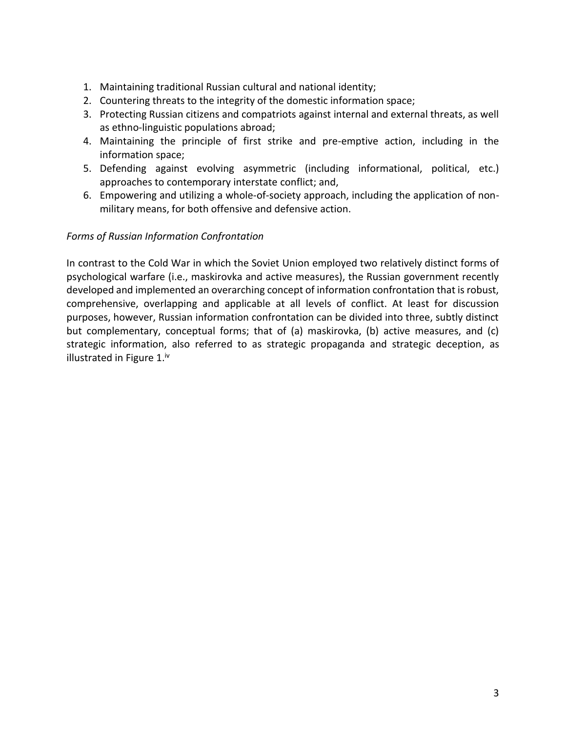1. Maintaining traditional Russian cultural and national identity;
2. Countering threats to the integrity of the domestic information space;
3. Protecting Russian citizens and compatriots against internal and external threats, as well as ethno-linguistic populations abroad;
4. Maintaining the principle of first strike and pre-emptive action, including in the information space;
5. Defending against evolving asymmetric (including informational, political, etc.) approaches to contemporary interstate conflict; and,
6. Empowering and utilizing a whole-of-society approach, including the application of non-military means, for both offensive and defensive action.

*Forms of Russian Information Confrontation*

In contrast to the Cold War in which the Soviet Union employed two relatively distinct forms of psychological warfare (i.e., maskirovka and active measures), the Russian government recently developed and implemented an overarching concept of information confrontation that is robust, comprehensive, overlapping and applicable at all levels of conflict. At least for discussion purposes, however, Russian information confrontation can be divided into three, subtly distinct but complementary, conceptual forms; that of (a) maskirovka, (b) active measures, and (c) strategic information, also referred to as strategic propaganda and strategic deception, as illustrated in Figure 1.[iv]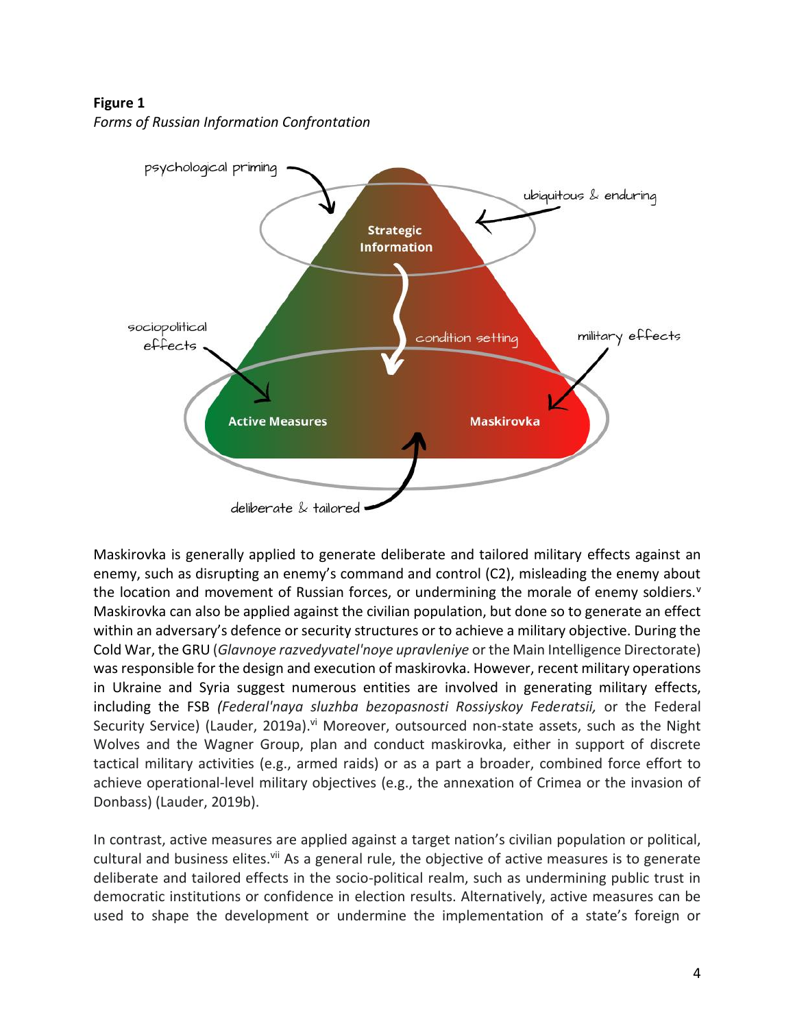**Figure 1**
*Forms of Russian Information Confrontation*

Maskirovka is generally applied to generate deliberate and tailored military effects against an enemy, such as disrupting an enemy's command and control (C2), misleading the enemy about the location and movement of Russian forces, or undermining the morale of enemy soldiers.[v] Maskirovka can also be applied against the civilian population, but done so to generate an effect within an adversary's defence or security structures or to achieve a military objective. During the Cold War, the GRU (*Glavnoye razvedyvatel'noye upravleniye* or the Main Intelligence Directorate) was responsible for the design and execution of maskirovka. However, recent military operations in Ukraine and Syria suggest numerous entities are involved in generating military effects, including the FSB *(Federal'naya sluzhba bezopasnosti Rossiyskoy Federatsii,* or the Federal Security Service) (Lauder, 2019a).[vi] Moreover, outsourced non-state assets, such as the Night Wolves and the Wagner Group, plan and conduct maskirovka, either in support of discrete tactical military activities (e.g., armed raids) or as a part a broader, combined force effort to achieve operational-level military objectives (e.g., the annexation of Crimea or the invasion of Donbass) (Lauder, 2019b).

In contrast, active measures are applied against a target nation's civilian population or political, cultural and business elites.[vii] As a general rule, the objective of active measures is to generate deliberate and tailored effects in the socio-political realm, such as undermining public trust in democratic institutions or confidence in election results. Alternatively, active measures can be used to shape the development or undermine the implementation of a state's foreign or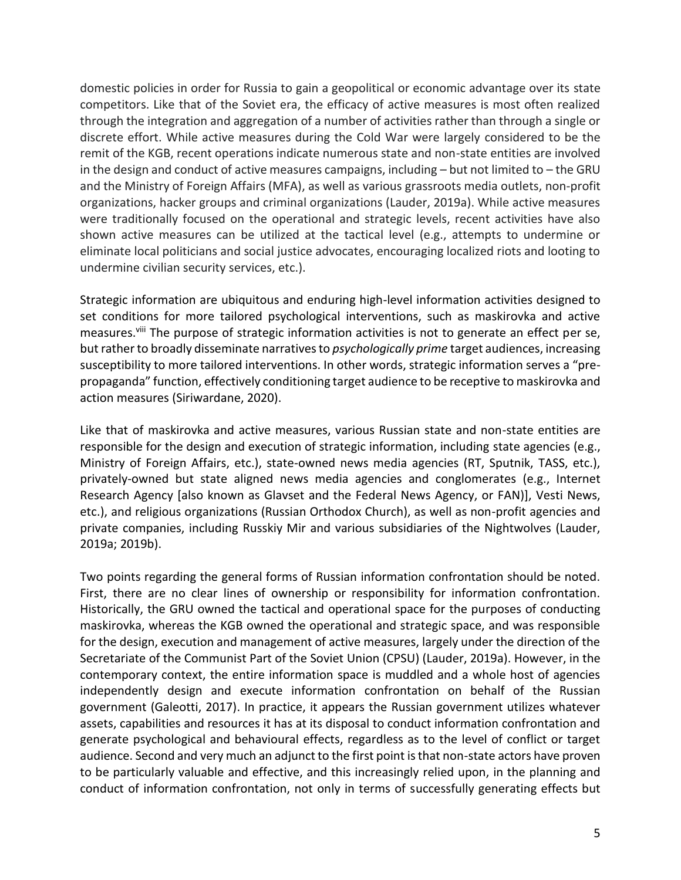domestic policies in order for Russia to gain a geopolitical or economic advantage over its state competitors. Like that of the Soviet era, the efficacy of active measures is most often realized through the integration and aggregation of a number of activities rather than through a single or discrete effort. While active measures during the Cold War were largely considered to be the remit of the KGB, recent operations indicate numerous state and non-state entities are involved in the design and conduct of active measures campaigns, including – but not limited to – the GRU and the Ministry of Foreign Affairs (MFA), as well as various grassroots media outlets, non-profit organizations, hacker groups and criminal organizations (Lauder, 2019a). While active measures were traditionally focused on the operational and strategic levels, recent activities have also shown active measures can be utilized at the tactical level (e.g., attempts to undermine or eliminate local politicians and social justice advocates, encouraging localized riots and looting to undermine civilian security services, etc.).

Strategic information are ubiquitous and enduring high-level information activities designed to set conditions for more tailored psychological interventions, such as maskirovka and active measures.[viii] The purpose of strategic information activities is not to generate an effect per se, but rather to broadly disseminate narratives to *psychologically prime* target audiences, increasing susceptibility to more tailored interventions. In other words, strategic information serves a "pre-propaganda" function, effectively conditioning target audience to be receptive to maskirovka and action measures (Siriwardane, 2020).

Like that of maskirovka and active measures, various Russian state and non-state entities are responsible for the design and execution of strategic information, including state agencies (e.g., Ministry of Foreign Affairs, etc.), state-owned news media agencies (RT, Sputnik, TASS, etc.), privately-owned but state aligned news media agencies and conglomerates (e.g., Internet Research Agency [also known as Glavset and the Federal News Agency, or FAN)], Vesti News, etc.), and religious organizations (Russian Orthodox Church), as well as non-profit agencies and private companies, including Russkiy Mir and various subsidiaries of the Nightwolves (Lauder, 2019a; 2019b).

Two points regarding the general forms of Russian information confrontation should be noted. First, there are no clear lines of ownership or responsibility for information confrontation. Historically, the GRU owned the tactical and operational space for the purposes of conducting maskirovka, whereas the KGB owned the operational and strategic space, and was responsible for the design, execution and management of active measures, largely under the direction of the Secretariate of the Communist Part of the Soviet Union (CPSU) (Lauder, 2019a). However, in the contemporary context, the entire information space is muddled and a whole host of agencies independently design and execute information confrontation on behalf of the Russian government (Galeotti, 2017). In practice, it appears the Russian government utilizes whatever assets, capabilities and resources it has at its disposal to conduct information confrontation and generate psychological and behavioural effects, regardless as to the level of conflict or target audience. Second and very much an adjunct to the first point is that non-state actors have proven to be particularly valuable and effective, and this increasingly relied upon, in the planning and conduct of information confrontation, not only in terms of successfully generating effects but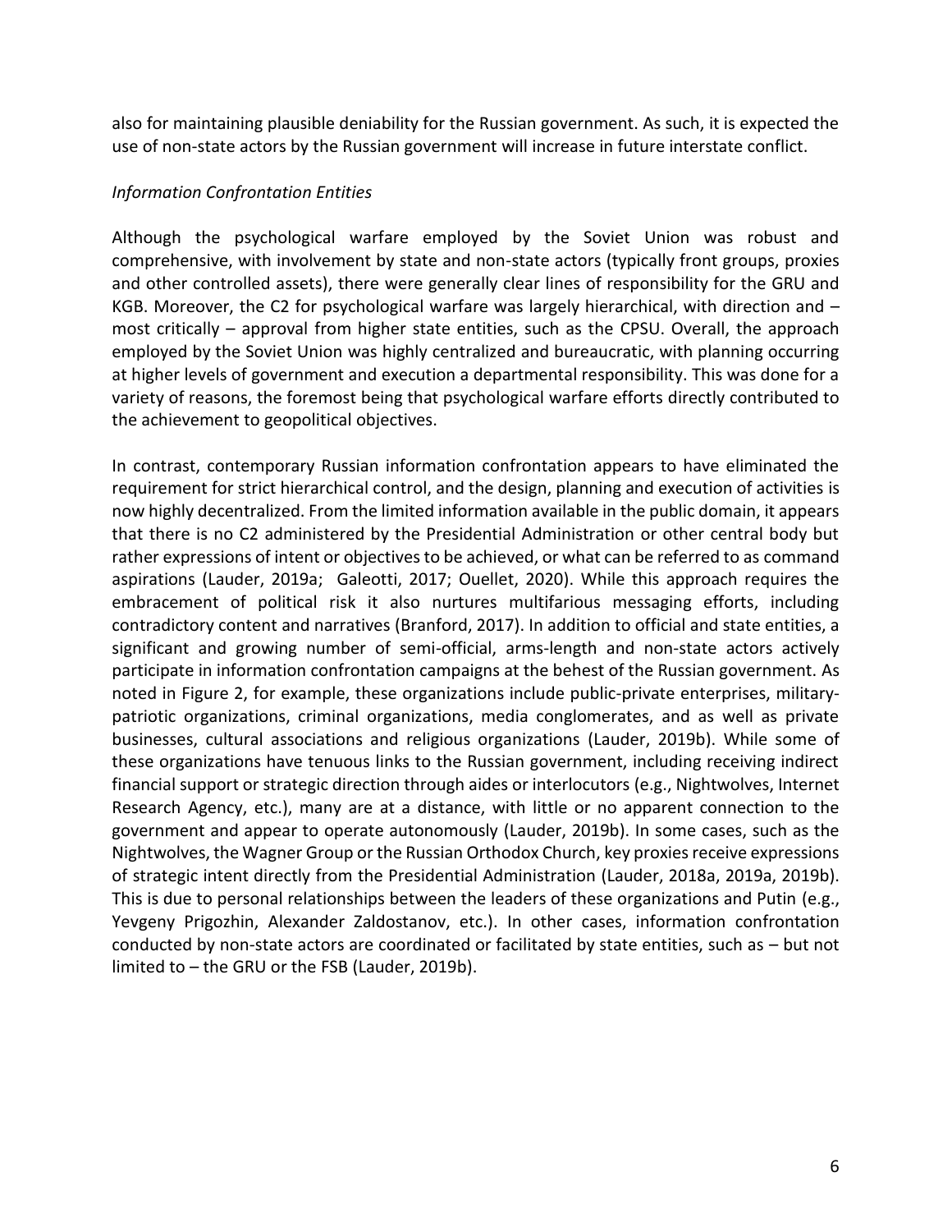also for maintaining plausible deniability for the Russian government. As such, it is expected the use of non-state actors by the Russian government will increase in future interstate conflict.

*Information Confrontation Entities*

Although the psychological warfare employed by the Soviet Union was robust and comprehensive, with involvement by state and non-state actors (typically front groups, proxies and other controlled assets), there were generally clear lines of responsibility for the GRU and KGB. Moreover, the C2 for psychological warfare was largely hierarchical, with direction and – most critically – approval from higher state entities, such as the CPSU. Overall, the approach employed by the Soviet Union was highly centralized and bureaucratic, with planning occurring at higher levels of government and execution a departmental responsibility. This was done for a variety of reasons, the foremost being that psychological warfare efforts directly contributed to the achievement to geopolitical objectives.

In contrast, contemporary Russian information confrontation appears to have eliminated the requirement for strict hierarchical control, and the design, planning and execution of activities is now highly decentralized. From the limited information available in the public domain, it appears that there is no C2 administered by the Presidential Administration or other central body but rather expressions of intent or objectives to be achieved, or what can be referred to as command aspirations (Lauder, 2019a; Galeotti, 2017; Ouellet, 2020). While this approach requires the embracement of political risk it also nurtures multifarious messaging efforts, including contradictory content and narratives (Branford, 2017). In addition to official and state entities, a significant and growing number of semi-official, arms-length and non-state actors actively participate in information confrontation campaigns at the behest of the Russian government. As noted in Figure 2, for example, these organizations include public-private enterprises, military-patriotic organizations, criminal organizations, media conglomerates, and as well as private businesses, cultural associations and religious organizations (Lauder, 2019b). While some of these organizations have tenuous links to the Russian government, including receiving indirect financial support or strategic direction through aides or interlocutors (e.g., Nightwolves, Internet Research Agency, etc.), many are at a distance, with little or no apparent connection to the government and appear to operate autonomously (Lauder, 2019b). In some cases, such as the Nightwolves, the Wagner Group or the Russian Orthodox Church, key proxies receive expressions of strategic intent directly from the Presidential Administration (Lauder, 2018a, 2019a, 2019b). This is due to personal relationships between the leaders of these organizations and Putin (e.g., Yevgeny Prigozhin, Alexander Zaldostanov, etc.). In other cases, information confrontation conducted by non-state actors are coordinated or facilitated by state entities, such as – but not limited to – the GRU or the FSB (Lauder, 2019b).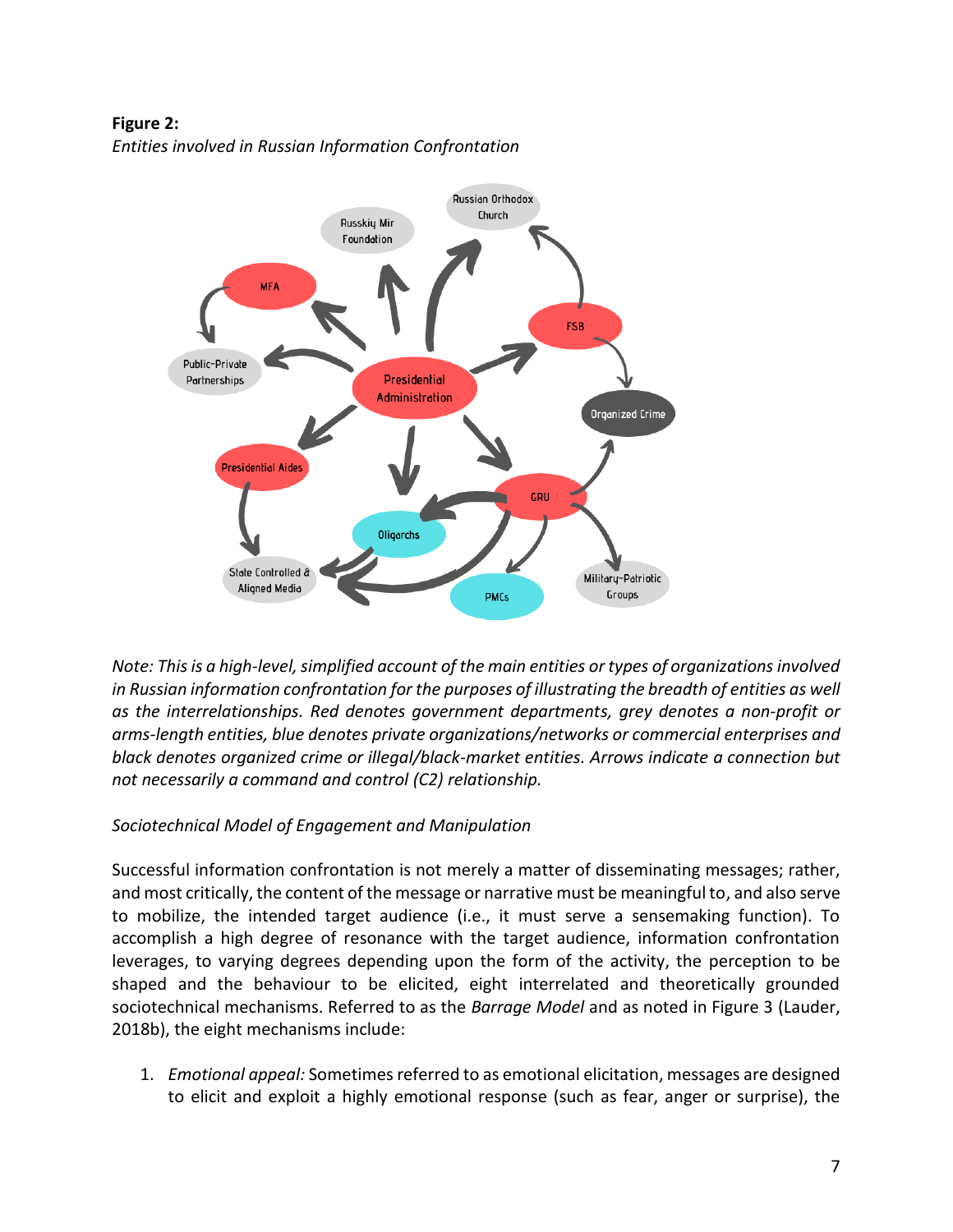**Figure 2:**
*Entities involved in Russian Information Confrontation*

*Note: This is a high-level, simplified account of the main entities or types of organizations involved in Russian information confrontation for the purposes of illustrating the breadth of entities as well as the interrelationships. Red denotes government departments, grey denotes a non-profit or arms-length entities, blue denotes private organizations/networks or commercial enterprises and black denotes organized crime or illegal/black-market entities. Arrows indicate a connection but not necessarily a command and control (C2) relationship.*

*Sociotechnical Model of Engagement and Manipulation*

Successful information confrontation is not merely a matter of disseminating messages; rather, and most critically, the content of the message or narrative must be meaningful to, and also serve to mobilize, the intended target audience (i.e., it must serve a sensemaking function). To accomplish a high degree of resonance with the target audience, information confrontation leverages, to varying degrees depending upon the form of the activity, the perception to be shaped and the behaviour to be elicited, eight interrelated and theoretically grounded sociotechnical mechanisms. Referred to as the *Barrage Model* and as noted in Figure 3 (Lauder, 2018b), the eight mechanisms include:

1. *Emotional appeal:* Sometimes referred to as emotional elicitation, messages are designed to elicit and exploit a highly emotional response (such as fear, anger or surprise), the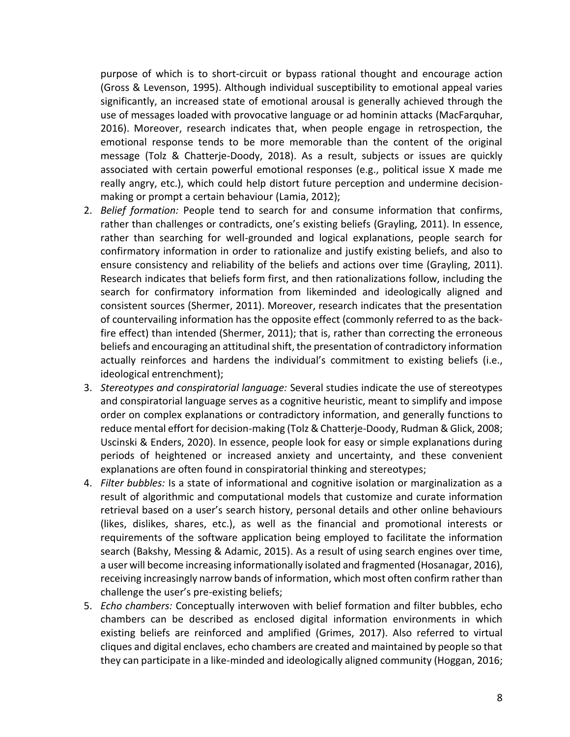purpose of which is to short-circuit or bypass rational thought and encourage action (Gross & Levenson, 1995). Although individual susceptibility to emotional appeal varies significantly, an increased state of emotional arousal is generally achieved through the use of messages loaded with provocative language or ad hominin attacks (MacFarquhar, 2016). Moreover, research indicates that, when people engage in retrospection, the emotional response tends to be more memorable than the content of the original message (Tolz & Chatterje-Doody, 2018). As a result, subjects or issues are quickly associated with certain powerful emotional responses (e.g., political issue X made me really angry, etc.), which could help distort future perception and undermine decision-making or prompt a certain behaviour (Lamia, 2012);

2. *Belief formation:* People tend to search for and consume information that confirms, rather than challenges or contradicts, one's existing beliefs (Grayling, 2011). In essence, rather than searching for well-grounded and logical explanations, people search for confirmatory information in order to rationalize and justify existing beliefs, and also to ensure consistency and reliability of the beliefs and actions over time (Grayling, 2011). Research indicates that beliefs form first, and then rationalizations follow, including the search for confirmatory information from likeminded and ideologically aligned and consistent sources (Shermer, 2011). Moreover, research indicates that the presentation of countervailing information has the opposite effect (commonly referred to as the back-fire effect) than intended (Shermer, 2011); that is, rather than correcting the erroneous beliefs and encouraging an attitudinal shift, the presentation of contradictory information actually reinforces and hardens the individual's commitment to existing beliefs (i.e., ideological entrenchment);
3. *Stereotypes and conspiratorial language:* Several studies indicate the use of stereotypes and conspiratorial language serves as a cognitive heuristic, meant to simplify and impose order on complex explanations or contradictory information, and generally functions to reduce mental effort for decision-making (Tolz & Chatterje-Doody, Rudman & Glick, 2008; Uscinski & Enders, 2020). In essence, people look for easy or simple explanations during periods of heightened or increased anxiety and uncertainty, and these convenient explanations are often found in conspiratorial thinking and stereotypes;
4. *Filter bubbles:* Is a state of informational and cognitive isolation or marginalization as a result of algorithmic and computational models that customize and curate information retrieval based on a user's search history, personal details and other online behaviours (likes, dislikes, shares, etc.), as well as the financial and promotional interests or requirements of the software application being employed to facilitate the information search (Bakshy, Messing & Adamic, 2015). As a result of using search engines over time, a user will become increasing informationally isolated and fragmented (Hosanagar, 2016), receiving increasingly narrow bands of information, which most often confirm rather than challenge the user's pre-existing beliefs;
5. *Echo chambers:* Conceptually interwoven with belief formation and filter bubbles, echo chambers can be described as enclosed digital information environments in which existing beliefs are reinforced and amplified (Grimes, 2017). Also referred to virtual cliques and digital enclaves, echo chambers are created and maintained by people so that they can participate in a like-minded and ideologically aligned community (Hoggan, 2016;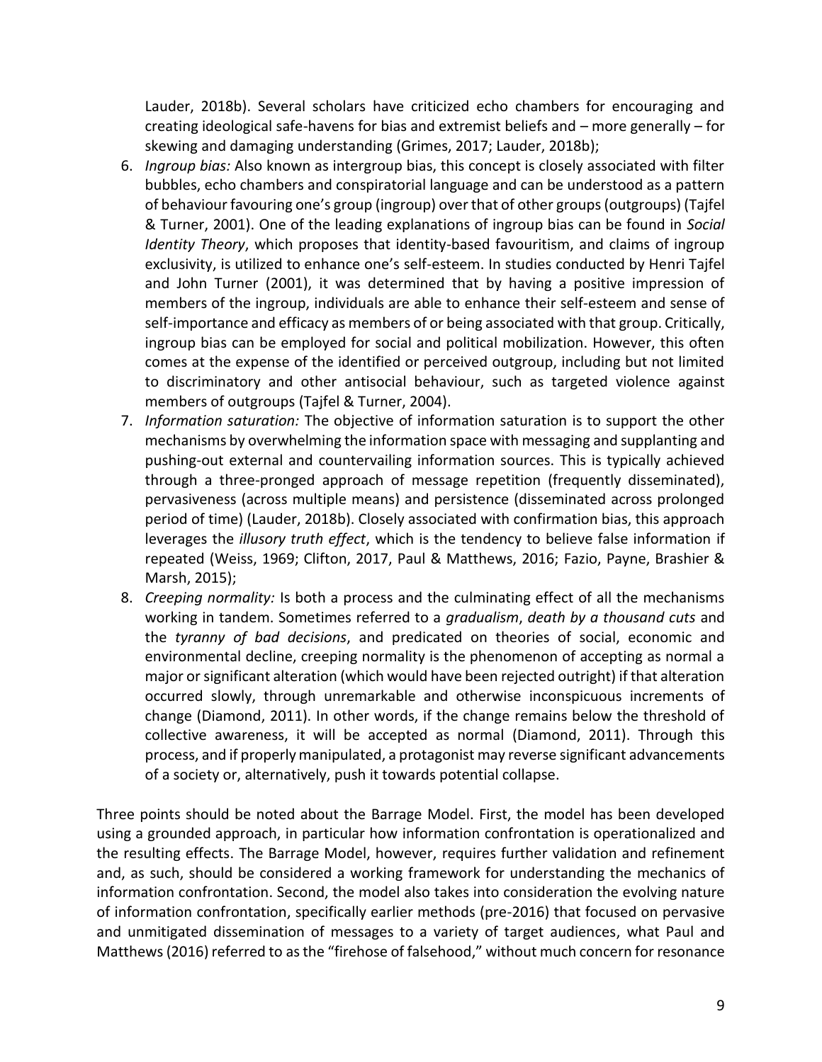Lauder, 2018b). Several scholars have criticized echo chambers for encouraging and creating ideological safe-havens for bias and extremist beliefs and – more generally – for skewing and damaging understanding (Grimes, 2017; Lauder, 2018b);

6. *Ingroup bias:* Also known as intergroup bias, this concept is closely associated with filter bubbles, echo chambers and conspiratorial language and can be understood as a pattern of behaviour favouring one's group (ingroup) over that of other groups (outgroups) (Tajfel & Turner, 2001). One of the leading explanations of ingroup bias can be found in *Social Identity Theory*, which proposes that identity-based favouritism, and claims of ingroup exclusivity, is utilized to enhance one's self-esteem. In studies conducted by Henri Tajfel and John Turner (2001), it was determined that by having a positive impression of members of the ingroup, individuals are able to enhance their self-esteem and sense of self-importance and efficacy as members of or being associated with that group. Critically, ingroup bias can be employed for social and political mobilization. However, this often comes at the expense of the identified or perceived outgroup, including but not limited to discriminatory and other antisocial behaviour, such as targeted violence against members of outgroups (Tajfel & Turner, 2004).
7. *Information saturation:* The objective of information saturation is to support the other mechanisms by overwhelming the information space with messaging and supplanting and pushing-out external and countervailing information sources. This is typically achieved through a three-pronged approach of message repetition (frequently disseminated), pervasiveness (across multiple means) and persistence (disseminated across prolonged period of time) (Lauder, 2018b). Closely associated with confirmation bias, this approach leverages the *illusory truth effect*, which is the tendency to believe false information if repeated (Weiss, 1969; Clifton, 2017, Paul & Matthews, 2016; Fazio, Payne, Brashier & Marsh, 2015);
8. *Creeping normality:* Is both a process and the culminating effect of all the mechanisms working in tandem. Sometimes referred to a *gradualism*, *death by a thousand cuts* and the *tyranny of bad decisions*, and predicated on theories of social, economic and environmental decline, creeping normality is the phenomenon of accepting as normal a major or significant alteration (which would have been rejected outright) if that alteration occurred slowly, through unremarkable and otherwise inconspicuous increments of change (Diamond, 2011). In other words, if the change remains below the threshold of collective awareness, it will be accepted as normal (Diamond, 2011). Through this process, and if properly manipulated, a protagonist may reverse significant advancements of a society or, alternatively, push it towards potential collapse.

Three points should be noted about the Barrage Model. First, the model has been developed using a grounded approach, in particular how information confrontation is operationalized and the resulting effects. The Barrage Model, however, requires further validation and refinement and, as such, should be considered a working framework for understanding the mechanics of information confrontation. Second, the model also takes into consideration the evolving nature of information confrontation, specifically earlier methods (pre-2016) that focused on pervasive and unmitigated dissemination of messages to a variety of target audiences, what Paul and Matthews (2016) referred to as the "firehose of falsehood," without much concern for resonance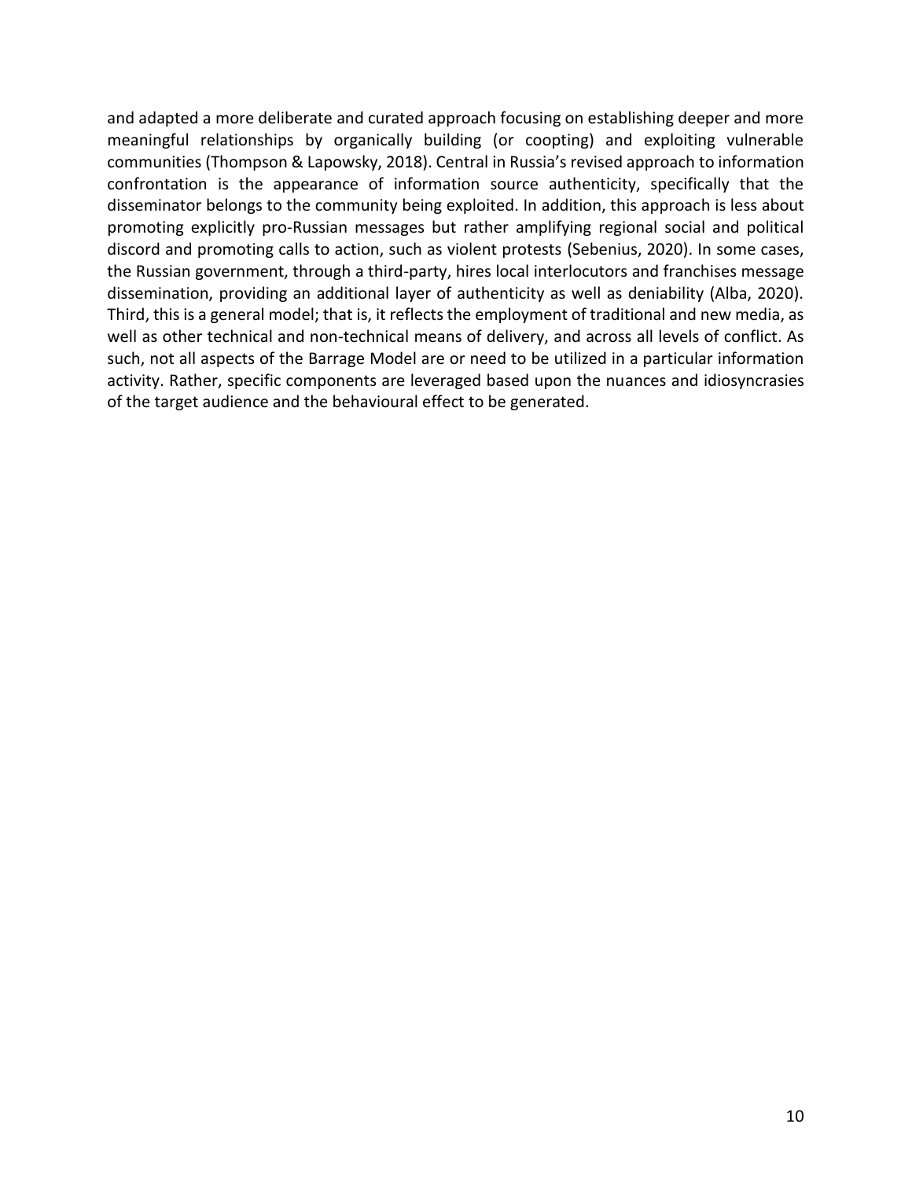and adapted a more deliberate and curated approach focusing on establishing deeper and more meaningful relationships by organically building (or coopting) and exploiting vulnerable communities (Thompson & Lapowsky, 2018). Central in Russia's revised approach to information confrontation is the appearance of information source authenticity, specifically that the disseminator belongs to the community being exploited. In addition, this approach is less about promoting explicitly pro-Russian messages but rather amplifying regional social and political discord and promoting calls to action, such as violent protests (Sebenius, 2020). In some cases, the Russian government, through a third-party, hires local interlocutors and franchises message dissemination, providing an additional layer of authenticity as well as deniability (Alba, 2020). Third, this is a general model; that is, it reflects the employment of traditional and new media, as well as other technical and non-technical means of delivery, and across all levels of conflict. As such, not all aspects of the Barrage Model are or need to be utilized in a particular information activity. Rather, specific components are leveraged based upon the nuances and idiosyncrasies of the target audience and the behavioural effect to be generated.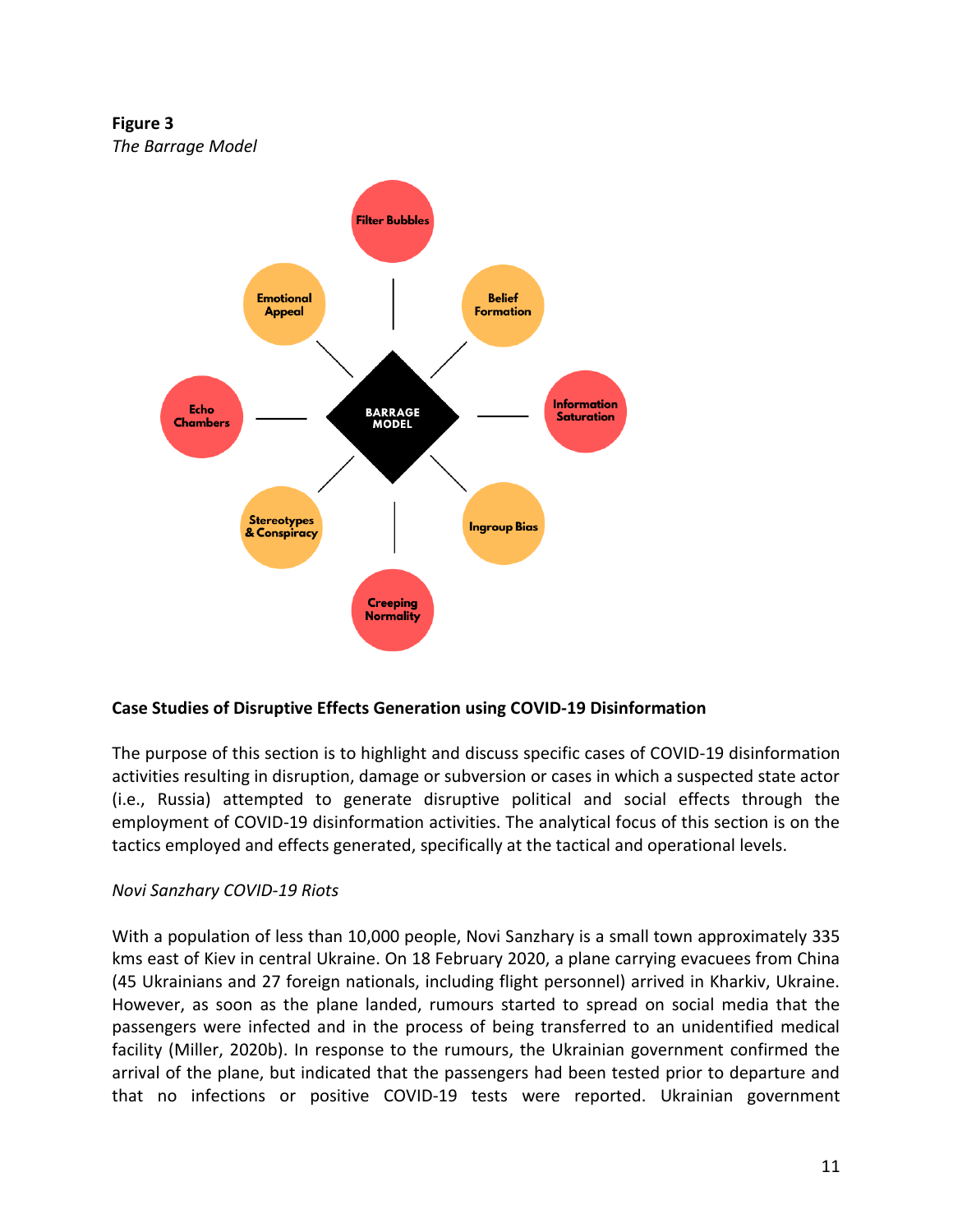**Figure 3**
*The Barrage Model*

**Case Studies of Disruptive Effects Generation using COVID-19 Disinformation**

The purpose of this section is to highlight and discuss specific cases of COVID-19 disinformation activities resulting in disruption, damage or subversion or cases in which a suspected state actor (i.e., Russia) attempted to generate disruptive political and social effects through the employment of COVID-19 disinformation activities. The analytical focus of this section is on the tactics employed and effects generated, specifically at the tactical and operational levels.

*Novi Sanzhary COVID-19 Riots*

With a population of less than 10,000 people, Novi Sanzhary is a small town approximately 335 kms east of Kiev in central Ukraine. On 18 February 2020, a plane carrying evacuees from China (45 Ukrainians and 27 foreign nationals, including flight personnel) arrived in Kharkiv, Ukraine. However, as soon as the plane landed, rumours started to spread on social media that the passengers were infected and in the process of being transferred to an unidentified medical facility (Miller, 2020b). In response to the rumours, the Ukrainian government confirmed the arrival of the plane, but indicated that the passengers had been tested prior to departure and that no infections or positive COVID-19 tests were reported. Ukrainian government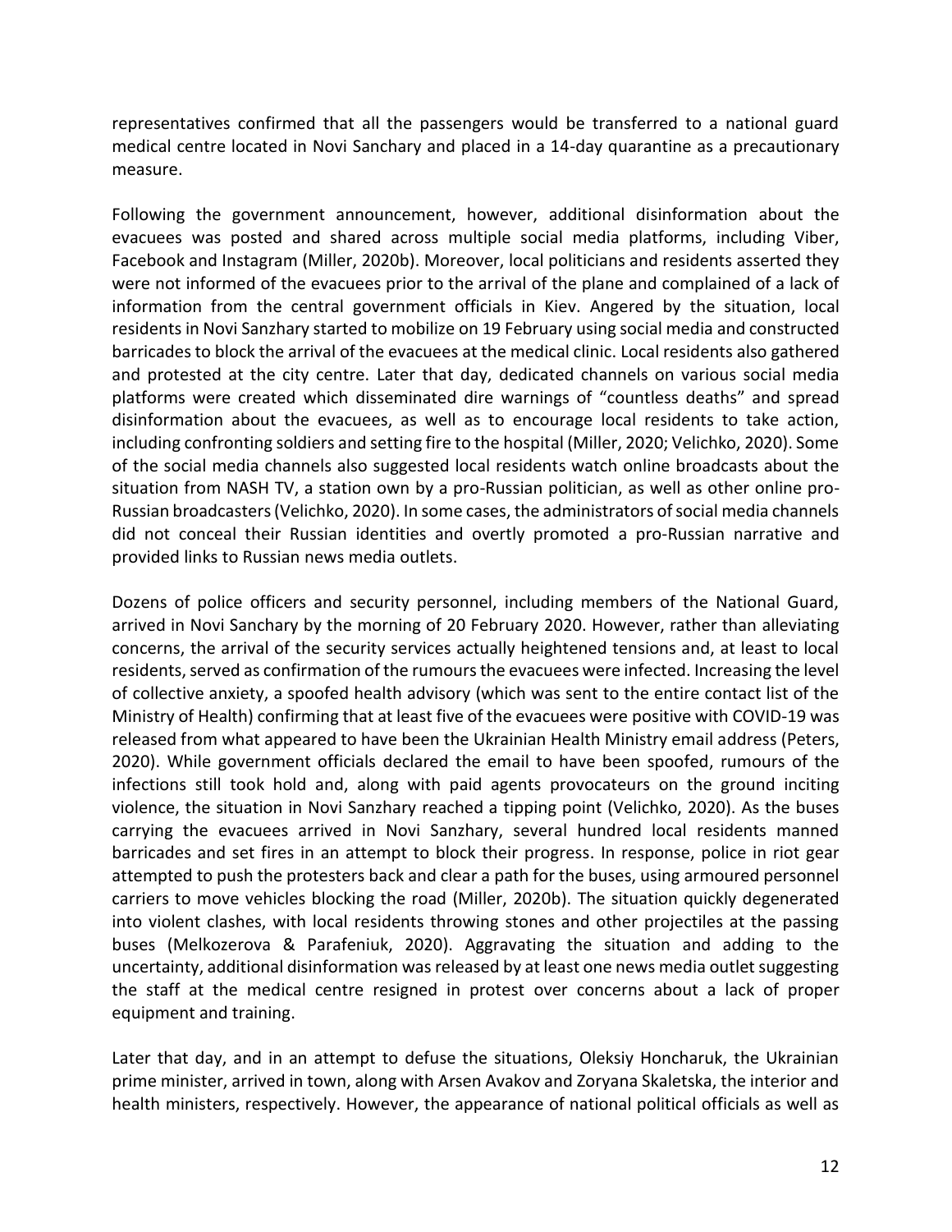representatives confirmed that all the passengers would be transferred to a national guard medical centre located in Novi Sanchary and placed in a 14-day quarantine as a precautionary measure.

Following the government announcement, however, additional disinformation about the evacuees was posted and shared across multiple social media platforms, including Viber, Facebook and Instagram (Miller, 2020b). Moreover, local politicians and residents asserted they were not informed of the evacuees prior to the arrival of the plane and complained of a lack of information from the central government officials in Kiev. Angered by the situation, local residents in Novi Sanzhary started to mobilize on 19 February using social media and constructed barricades to block the arrival of the evacuees at the medical clinic. Local residents also gathered and protested at the city centre. Later that day, dedicated channels on various social media platforms were created which disseminated dire warnings of "countless deaths" and spread disinformation about the evacuees, as well as to encourage local residents to take action, including confronting soldiers and setting fire to the hospital (Miller, 2020; Velichko, 2020). Some of the social media channels also suggested local residents watch online broadcasts about the situation from NASH TV, a station own by a pro-Russian politician, as well as other online pro-Russian broadcasters (Velichko, 2020). In some cases, the administrators of social media channels did not conceal their Russian identities and overtly promoted a pro-Russian narrative and provided links to Russian news media outlets.

Dozens of police officers and security personnel, including members of the National Guard, arrived in Novi Sanchary by the morning of 20 February 2020. However, rather than alleviating concerns, the arrival of the security services actually heightened tensions and, at least to local residents, served as confirmation of the rumours the evacuees were infected. Increasing the level of collective anxiety, a spoofed health advisory (which was sent to the entire contact list of the Ministry of Health) confirming that at least five of the evacuees were positive with COVID-19 was released from what appeared to have been the Ukrainian Health Ministry email address (Peters, 2020). While government officials declared the email to have been spoofed, rumours of the infections still took hold and, along with paid agents provocateurs on the ground inciting violence, the situation in Novi Sanzhary reached a tipping point (Velichko, 2020). As the buses carrying the evacuees arrived in Novi Sanzhary, several hundred local residents manned barricades and set fires in an attempt to block their progress. In response, police in riot gear attempted to push the protesters back and clear a path for the buses, using armoured personnel carriers to move vehicles blocking the road (Miller, 2020b). The situation quickly degenerated into violent clashes, with local residents throwing stones and other projectiles at the passing buses (Melkozerova & Parafeniuk, 2020). Aggravating the situation and adding to the uncertainty, additional disinformation was released by at least one news media outlet suggesting the staff at the medical centre resigned in protest over concerns about a lack of proper equipment and training.

Later that day, and in an attempt to defuse the situations, Oleksiy Honcharuk, the Ukrainian prime minister, arrived in town, along with Arsen Avakov and Zoryana Skaletska, the interior and health ministers, respectively. However, the appearance of national political officials as well as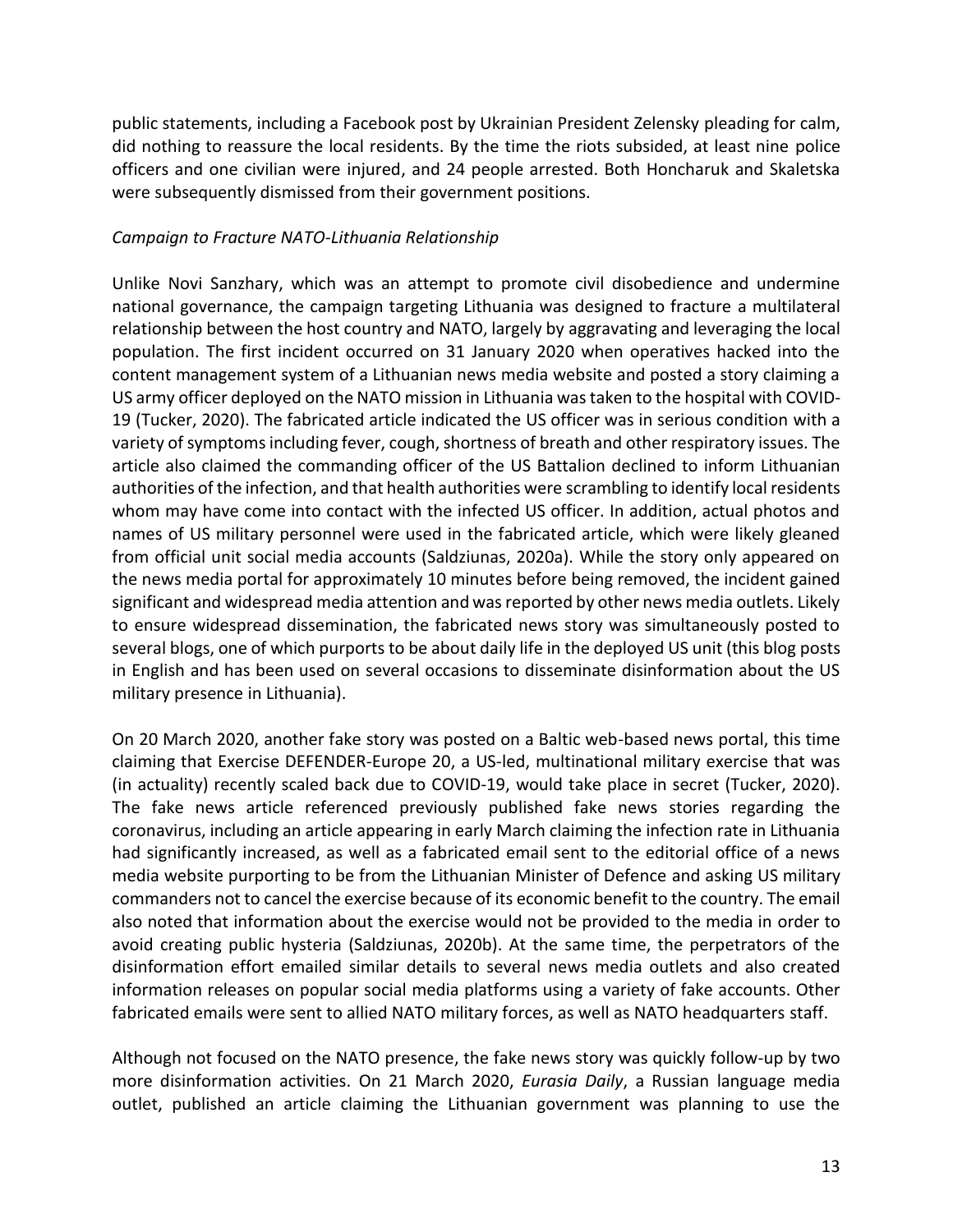public statements, including a Facebook post by Ukrainian President Zelensky pleading for calm, did nothing to reassure the local residents. By the time the riots subsided, at least nine police officers and one civilian were injured, and 24 people arrested. Both Honcharuk and Skaletska were subsequently dismissed from their government positions.

*Campaign to Fracture NATO-Lithuania Relationship*

Unlike Novi Sanzhary, which was an attempt to promote civil disobedience and undermine national governance, the campaign targeting Lithuania was designed to fracture a multilateral relationship between the host country and NATO, largely by aggravating and leveraging the local population. The first incident occurred on 31 January 2020 when operatives hacked into the content management system of a Lithuanian news media website and posted a story claiming a US army officer deployed on the NATO mission in Lithuania was taken to the hospital with COVID-19 (Tucker, 2020). The fabricated article indicated the US officer was in serious condition with a variety of symptoms including fever, cough, shortness of breath and other respiratory issues. The article also claimed the commanding officer of the US Battalion declined to inform Lithuanian authorities of the infection, and that health authorities were scrambling to identify local residents whom may have come into contact with the infected US officer. In addition, actual photos and names of US military personnel were used in the fabricated article, which were likely gleaned from official unit social media accounts (Saldziunas, 2020a). While the story only appeared on the news media portal for approximately 10 minutes before being removed, the incident gained significant and widespread media attention and was reported by other news media outlets. Likely to ensure widespread dissemination, the fabricated news story was simultaneously posted to several blogs, one of which purports to be about daily life in the deployed US unit (this blog posts in English and has been used on several occasions to disseminate disinformation about the US military presence in Lithuania).

On 20 March 2020, another fake story was posted on a Baltic web-based news portal, this time claiming that Exercise DEFENDER-Europe 20, a US-led, multinational military exercise that was (in actuality) recently scaled back due to COVID-19, would take place in secret (Tucker, 2020). The fake news article referenced previously published fake news stories regarding the coronavirus, including an article appearing in early March claiming the infection rate in Lithuania had significantly increased, as well as a fabricated email sent to the editorial office of a news media website purporting to be from the Lithuanian Minister of Defence and asking US military commanders not to cancel the exercise because of its economic benefit to the country. The email also noted that information about the exercise would not be provided to the media in order to avoid creating public hysteria (Saldziunas, 2020b). At the same time, the perpetrators of the disinformation effort emailed similar details to several news media outlets and also created information releases on popular social media platforms using a variety of fake accounts. Other fabricated emails were sent to allied NATO military forces, as well as NATO headquarters staff.

Although not focused on the NATO presence, the fake news story was quickly follow-up by two more disinformation activities. On 21 March 2020, *Eurasia Daily*, a Russian language media outlet, published an article claiming the Lithuanian government was planning to use the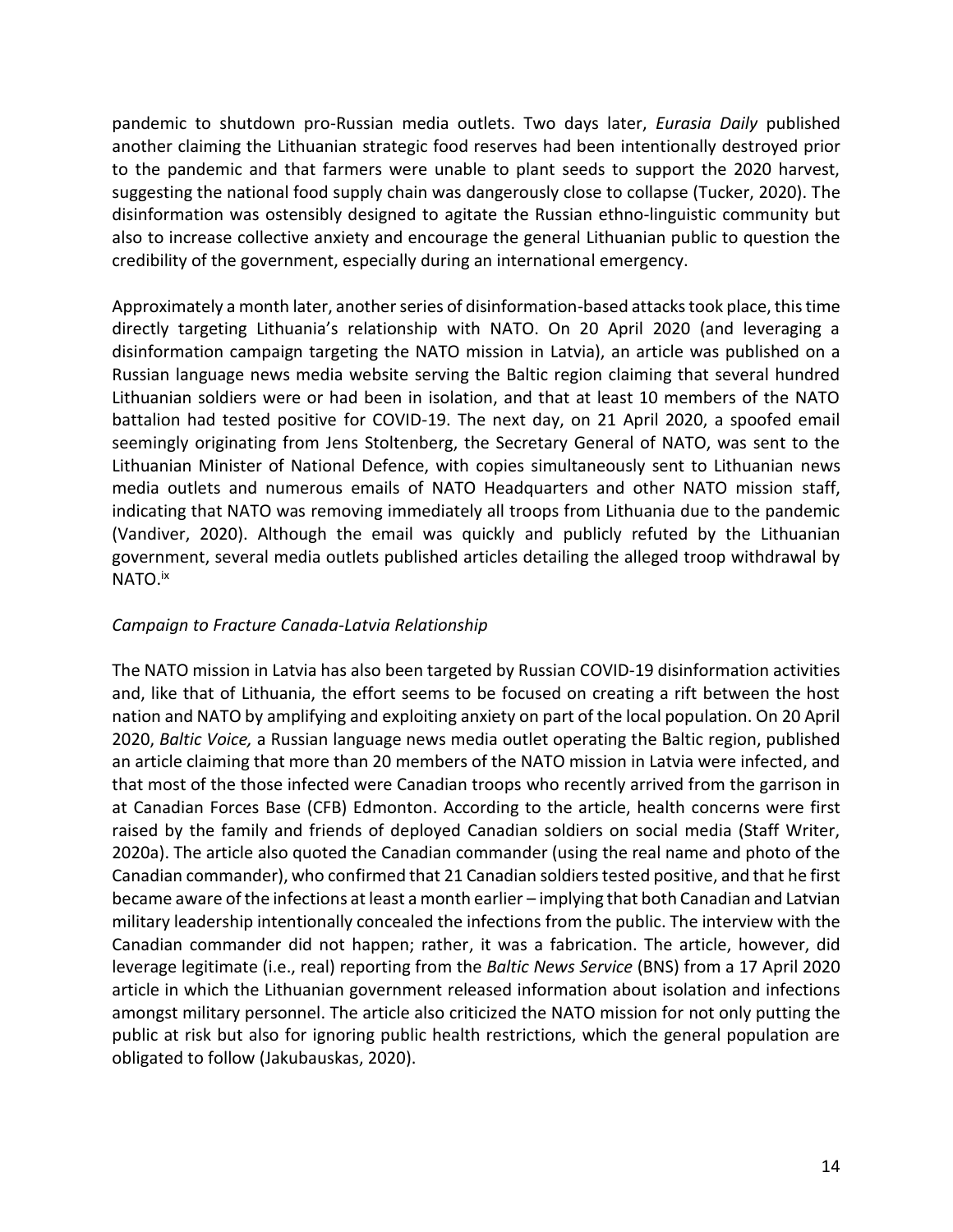pandemic to shutdown pro-Russian media outlets. Two days later, *Eurasia Daily* published another claiming the Lithuanian strategic food reserves had been intentionally destroyed prior to the pandemic and that farmers were unable to plant seeds to support the 2020 harvest, suggesting the national food supply chain was dangerously close to collapse (Tucker, 2020). The disinformation was ostensibly designed to agitate the Russian ethno-linguistic community but also to increase collective anxiety and encourage the general Lithuanian public to question the credibility of the government, especially during an international emergency.

Approximately a month later, another series of disinformation-based attacks took place, this time directly targeting Lithuania's relationship with NATO. On 20 April 2020 (and leveraging a disinformation campaign targeting the NATO mission in Latvia), an article was published on a Russian language news media website serving the Baltic region claiming that several hundred Lithuanian soldiers were or had been in isolation, and that at least 10 members of the NATO battalion had tested positive for COVID-19. The next day, on 21 April 2020, a spoofed email seemingly originating from Jens Stoltenberg, the Secretary General of NATO, was sent to the Lithuanian Minister of National Defence, with copies simultaneously sent to Lithuanian news media outlets and numerous emails of NATO Headquarters and other NATO mission staff, indicating that NATO was removing immediately all troops from Lithuania due to the pandemic (Vandiver, 2020). Although the email was quickly and publicly refuted by the Lithuanian government, several media outlets published articles detailing the alleged troop withdrawal by NATO.[ix]

*Campaign to Fracture Canada-Latvia Relationship*

The NATO mission in Latvia has also been targeted by Russian COVID-19 disinformation activities and, like that of Lithuania, the effort seems to be focused on creating a rift between the host nation and NATO by amplifying and exploiting anxiety on part of the local population. On 20 April 2020, *Baltic Voice,* a Russian language news media outlet operating the Baltic region, published an article claiming that more than 20 members of the NATO mission in Latvia were infected, and that most of the those infected were Canadian troops who recently arrived from the garrison in at Canadian Forces Base (CFB) Edmonton. According to the article, health concerns were first raised by the family and friends of deployed Canadian soldiers on social media (Staff Writer, 2020a). The article also quoted the Canadian commander (using the real name and photo of the Canadian commander), who confirmed that 21 Canadian soldiers tested positive, and that he first became aware of the infections at least a month earlier – implying that both Canadian and Latvian military leadership intentionally concealed the infections from the public. The interview with the Canadian commander did not happen; rather, it was a fabrication. The article, however, did leverage legitimate (i.e., real) reporting from the *Baltic News Service* (BNS) from a 17 April 2020 article in which the Lithuanian government released information about isolation and infections amongst military personnel. The article also criticized the NATO mission for not only putting the public at risk but also for ignoring public health restrictions, which the general population are obligated to follow (Jakubauskas, 2020).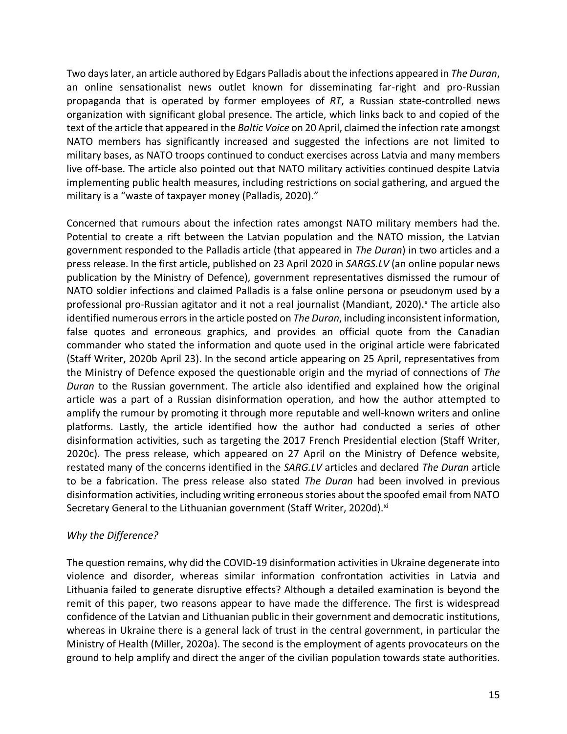Two days later, an article authored by Edgars Palladis about the infections appeared in *The Duran*, an online sensationalist news outlet known for disseminating far-right and pro-Russian propaganda that is operated by former employees of *RT*, a Russian state-controlled news organization with significant global presence. The article, which links back to and copied of the text of the article that appeared in the *Baltic Voice* on 20 April, claimed the infection rate amongst NATO members has significantly increased and suggested the infections are not limited to military bases, as NATO troops continued to conduct exercises across Latvia and many members live off-base. The article also pointed out that NATO military activities continued despite Latvia implementing public health measures, including restrictions on social gathering, and argued the military is a "waste of taxpayer money (Palladis, 2020)."

Concerned that rumours about the infection rates amongst NATO military members had the. Potential to create a rift between the Latvian population and the NATO mission, the Latvian government responded to the Palladis article (that appeared in *The Duran*) in two articles and a press release. In the first article, published on 23 April 2020 in *SARGS.LV* (an online popular news publication by the Ministry of Defence), government representatives dismissed the rumour of NATO soldier infections and claimed Palladis is a false online persona or pseudonym used by a professional pro-Russian agitator and it not a real journalist (Mandiant, 2020).[x] The article also identified numerous errors in the article posted on *The Duran*, including inconsistent information, false quotes and erroneous graphics, and provides an official quote from the Canadian commander who stated the information and quote used in the original article were fabricated (Staff Writer, 2020b April 23). In the second article appearing on 25 April, representatives from the Ministry of Defence exposed the questionable origin and the myriad of connections of *The Duran* to the Russian government. The article also identified and explained how the original article was a part of a Russian disinformation operation, and how the author attempted to amplify the rumour by promoting it through more reputable and well-known writers and online platforms. Lastly, the article identified how the author had conducted a series of other disinformation activities, such as targeting the 2017 French Presidential election (Staff Writer, 2020c). The press release, which appeared on 27 April on the Ministry of Defence website, restated many of the concerns identified in the *SARG.LV* articles and declared *The Duran* article to be a fabrication. The press release also stated *The Duran* had been involved in previous disinformation activities, including writing erroneous stories about the spoofed email from NATO Secretary General to the Lithuanian government (Staff Writer, 2020d).[xi]

*Why the Difference?*

The question remains, why did the COVID-19 disinformation activities in Ukraine degenerate into violence and disorder, whereas similar information confrontation activities in Latvia and Lithuania failed to generate disruptive effects? Although a detailed examination is beyond the remit of this paper, two reasons appear to have made the difference. The first is widespread confidence of the Latvian and Lithuanian public in their government and democratic institutions, whereas in Ukraine there is a general lack of trust in the central government, in particular the Ministry of Health (Miller, 2020a). The second is the employment of agents provocateurs on the ground to help amplify and direct the anger of the civilian population towards state authorities.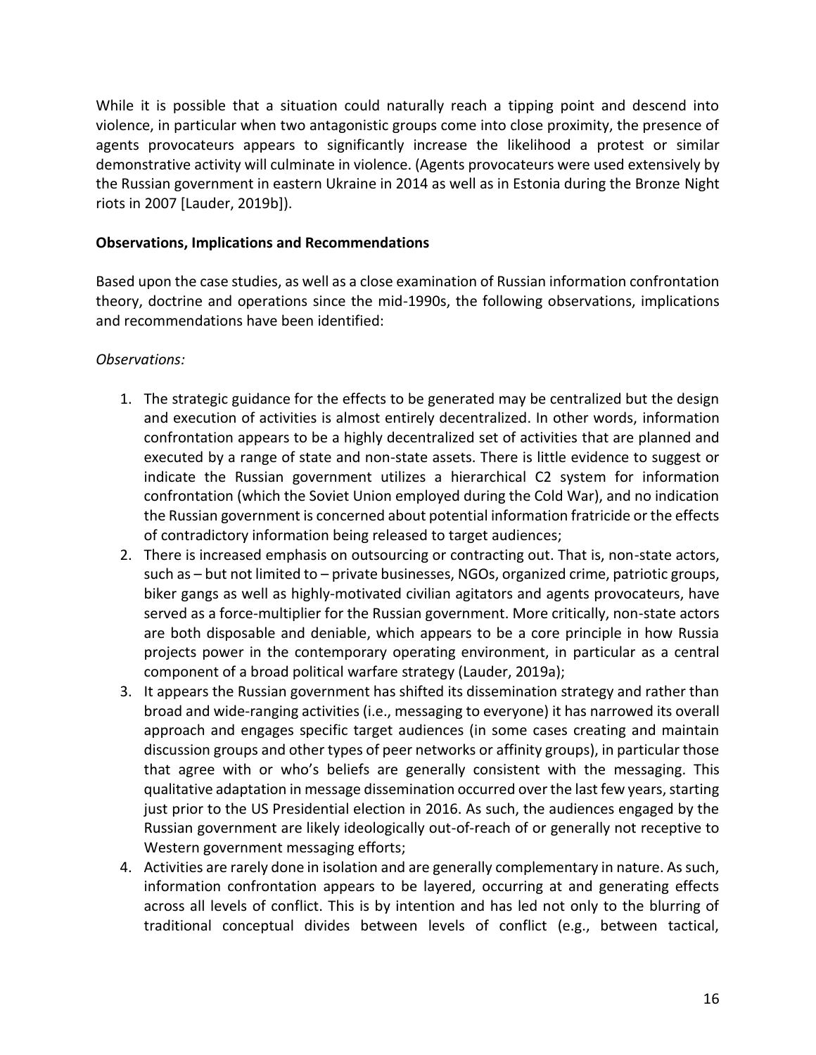While it is possible that a situation could naturally reach a tipping point and descend into violence, in particular when two antagonistic groups come into close proximity, the presence of agents provocateurs appears to significantly increase the likelihood a protest or similar demonstrative activity will culminate in violence. (Agents provocateurs were used extensively by the Russian government in eastern Ukraine in 2014 as well as in Estonia during the Bronze Night riots in 2007 [Lauder, 2019b]).

**Observations, Implications and Recommendations**

Based upon the case studies, as well as a close examination of Russian information confrontation theory, doctrine and operations since the mid-1990s, the following observations, implications and recommendations have been identified:

*Observations:*

1. The strategic guidance for the effects to be generated may be centralized but the design and execution of activities is almost entirely decentralized. In other words, information confrontation appears to be a highly decentralized set of activities that are planned and executed by a range of state and non-state assets. There is little evidence to suggest or indicate the Russian government utilizes a hierarchical C2 system for information confrontation (which the Soviet Union employed during the Cold War), and no indication the Russian government is concerned about potential information fratricide or the effects of contradictory information being released to target audiences;
2. There is increased emphasis on outsourcing or contracting out. That is, non-state actors, such as – but not limited to – private businesses, NGOs, organized crime, patriotic groups, biker gangs as well as highly-motivated civilian agitators and agents provocateurs, have served as a force-multiplier for the Russian government. More critically, non-state actors are both disposable and deniable, which appears to be a core principle in how Russia projects power in the contemporary operating environment, in particular as a central component of a broad political warfare strategy (Lauder, 2019a);
3. It appears the Russian government has shifted its dissemination strategy and rather than broad and wide-ranging activities (i.e., messaging to everyone) it has narrowed its overall approach and engages specific target audiences (in some cases creating and maintain discussion groups and other types of peer networks or affinity groups), in particular those that agree with or who's beliefs are generally consistent with the messaging. This qualitative adaptation in message dissemination occurred over the last few years, starting just prior to the US Presidential election in 2016. As such, the audiences engaged by the Russian government are likely ideologically out-of-reach of or generally not receptive to Western government messaging efforts;
4. Activities are rarely done in isolation and are generally complementary in nature. As such, information confrontation appears to be layered, occurring at and generating effects across all levels of conflict. This is by intention and has led not only to the blurring of traditional conceptual divides between levels of conflict (e.g., between tactical,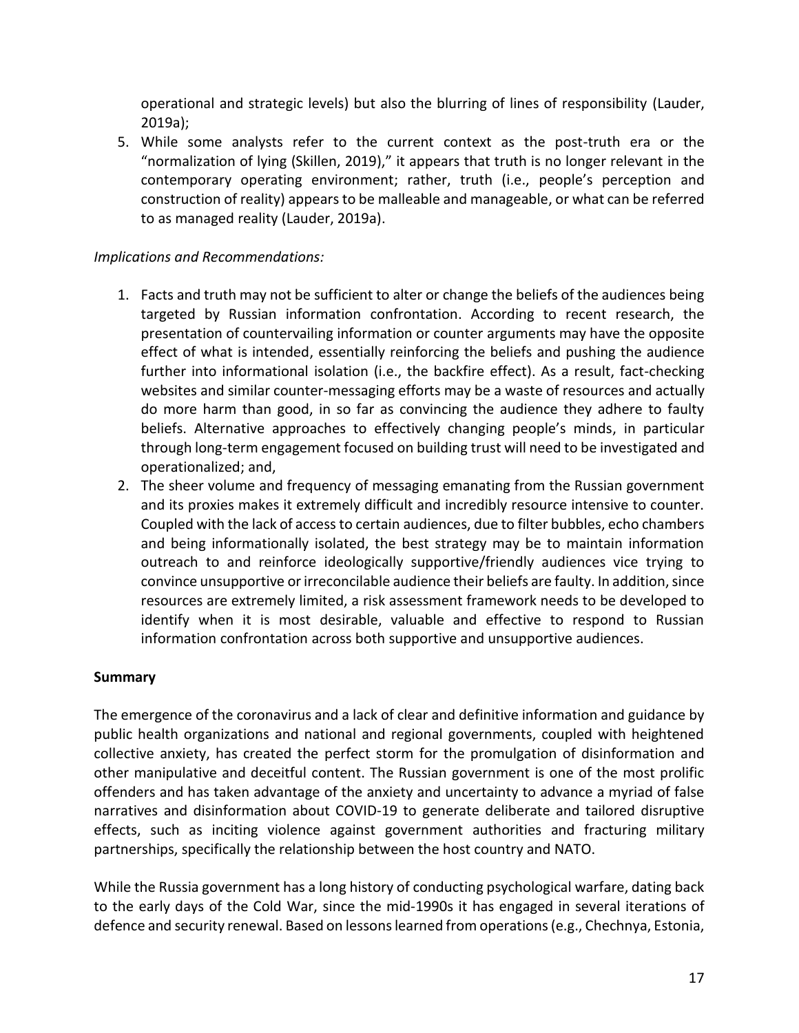operational and strategic levels) but also the blurring of lines of responsibility (Lauder, 2019a);

5. While some analysts refer to the current context as the post-truth era or the "normalization of lying (Skillen, 2019)," it appears that truth is no longer relevant in the contemporary operating environment; rather, truth (i.e., people's perception and construction of reality) appears to be malleable and manageable, or what can be referred to as managed reality (Lauder, 2019a).

*Implications and Recommendations:*

1. Facts and truth may not be sufficient to alter or change the beliefs of the audiences being targeted by Russian information confrontation. According to recent research, the presentation of countervailing information or counter arguments may have the opposite effect of what is intended, essentially reinforcing the beliefs and pushing the audience further into informational isolation (i.e., the backfire effect). As a result, fact-checking websites and similar counter-messaging efforts may be a waste of resources and actually do more harm than good, in so far as convincing the audience they adhere to faulty beliefs. Alternative approaches to effectively changing people's minds, in particular through long-term engagement focused on building trust will need to be investigated and operationalized; and,
2. The sheer volume and frequency of messaging emanating from the Russian government and its proxies makes it extremely difficult and incredibly resource intensive to counter. Coupled with the lack of access to certain audiences, due to filter bubbles, echo chambers and being informationally isolated, the best strategy may be to maintain information outreach to and reinforce ideologically supportive/friendly audiences vice trying to convince unsupportive or irreconcilable audience their beliefs are faulty. In addition, since resources are extremely limited, a risk assessment framework needs to be developed to identify when it is most desirable, valuable and effective to respond to Russian information confrontation across both supportive and unsupportive audiences.

**Summary**

The emergence of the coronavirus and a lack of clear and definitive information and guidance by public health organizations and national and regional governments, coupled with heightened collective anxiety, has created the perfect storm for the promulgation of disinformation and other manipulative and deceitful content. The Russian government is one of the most prolific offenders and has taken advantage of the anxiety and uncertainty to advance a myriad of false narratives and disinformation about COVID-19 to generate deliberate and tailored disruptive effects, such as inciting violence against government authorities and fracturing military partnerships, specifically the relationship between the host country and NATO.

While the Russia government has a long history of conducting psychological warfare, dating back to the early days of the Cold War, since the mid-1990s it has engaged in several iterations of defence and security renewal. Based on lessons learned from operations (e.g., Chechnya, Estonia,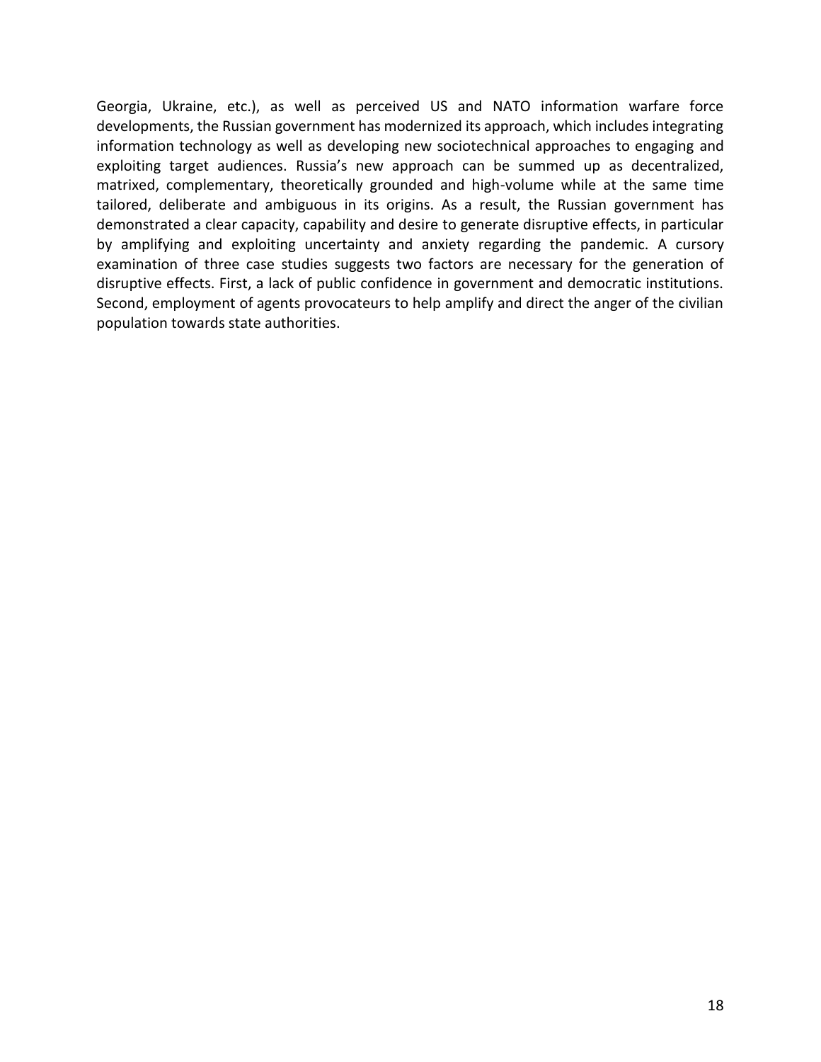Georgia, Ukraine, etc.), as well as perceived US and NATO information warfare force developments, the Russian government has modernized its approach, which includes integrating information technology as well as developing new sociotechnical approaches to engaging and exploiting target audiences. Russia's new approach can be summed up as decentralized, matrixed, complementary, theoretically grounded and high-volume while at the same time tailored, deliberate and ambiguous in its origins. As a result, the Russian government has demonstrated a clear capacity, capability and desire to generate disruptive effects, in particular by amplifying and exploiting uncertainty and anxiety regarding the pandemic. A cursory examination of three case studies suggests two factors are necessary for the generation of disruptive effects. First, a lack of public confidence in government and democratic institutions. Second, employment of agents provocateurs to help amplify and direct the anger of the civilian population towards state authorities.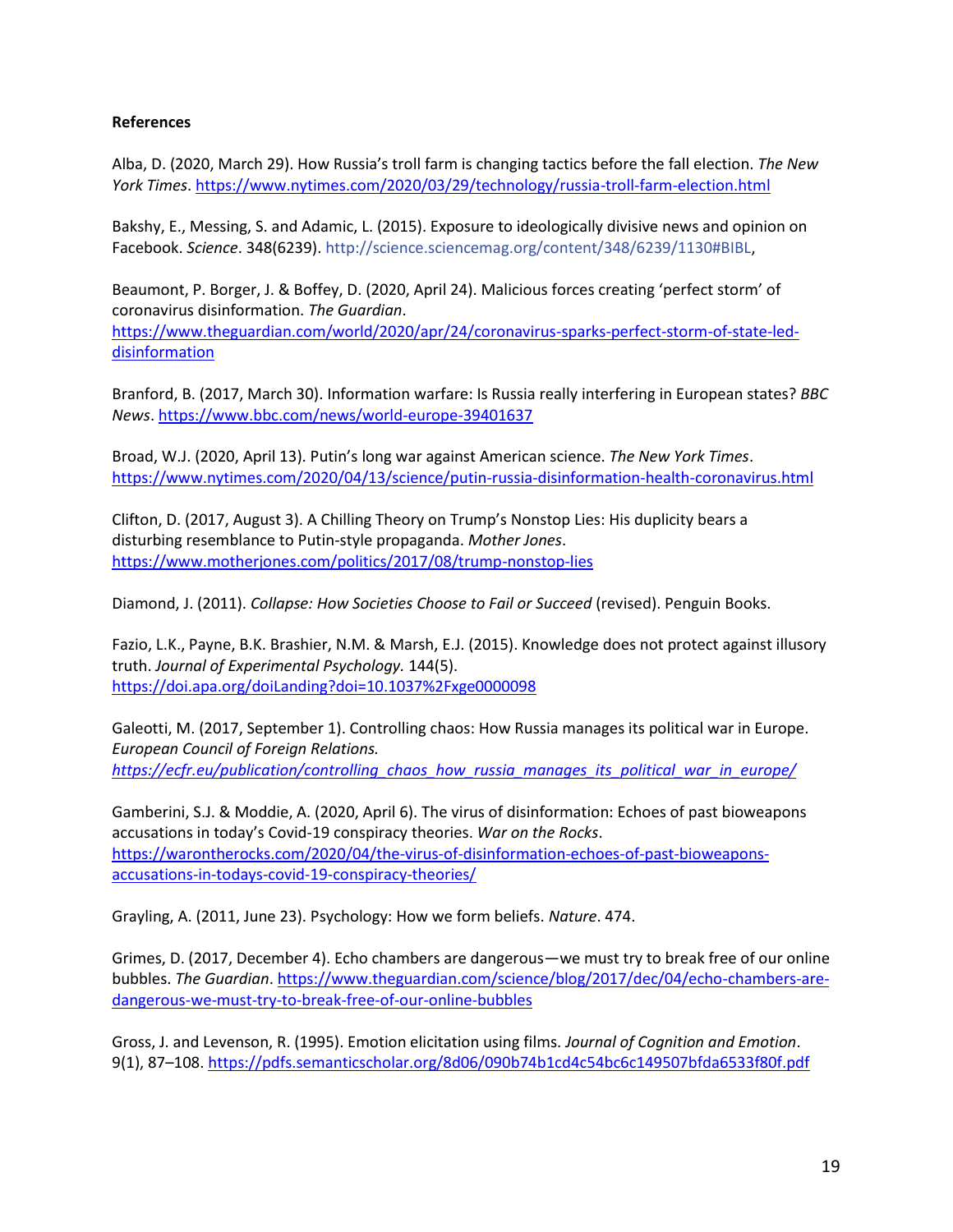**References**

Alba, D. (2020, March 29). How Russia's troll farm is changing tactics before the fall election. *The New York Times*. https://www.nytimes.com/2020/03/29/technology/russia-troll-farm-election.html

Bakshy, E., Messing, S. and Adamic, L. (2015). Exposure to ideologically divisive news and opinion on Facebook. *Science*. 348(6239). http://science.sciencemag.org/content/348/6239/1130#BIBL,

Beaumont, P. Borger, J. & Boffey, D. (2020, April 24). Malicious forces creating 'perfect storm' of coronavirus disinformation. *The Guardian*. https://www.theguardian.com/world/2020/apr/24/coronavirus-sparks-perfect-storm-of-state-led-disinformation

Branford, B. (2017, March 30). Information warfare: Is Russia really interfering in European states? *BBC News*. https://www.bbc.com/news/world-europe-39401637

Broad, W.J. (2020, April 13). Putin's long war against American science. *The New York Times*. https://www.nytimes.com/2020/04/13/science/putin-russia-disinformation-health-coronavirus.html

Clifton, D. (2017, August 3). A Chilling Theory on Trump's Nonstop Lies: His duplicity bears a disturbing resemblance to Putin-style propaganda. *Mother Jones*. https://www.motherjones.com/politics/2017/08/trump-nonstop-lies

Diamond, J. (2011). *Collapse: How Societies Choose to Fail or Succeed* (revised). Penguin Books.

Fazio, L.K., Payne, B.K. Brashier, N.M. & Marsh, E.J. (2015). Knowledge does not protect against illusory truth. *Journal of Experimental Psychology*. 144(5). https://doi.apa.org/doiLanding?doi=10.1037%2Fxge0000098

Galeotti, M. (2017, September 1). Controlling chaos: How Russia manages its political war in Europe. *European Council of Foreign Relations*. *https://ecfr.eu/publication/controlling_chaos_how_russia_manages_its_political_war_in_europe/*

Gamberini, S.J. & Moddie, A. (2020, April 6). The virus of disinformation: Echoes of past bioweapons accusations in today's Covid-19 conspiracy theories. *War on the Rocks*. https://warontherocks.com/2020/04/the-virus-of-disinformation-echoes-of-past-bioweapons-accusations-in-todays-covid-19-conspiracy-theories/

Grayling, A. (2011, June 23). Psychology: How we form beliefs. *Nature*. 474.

Grimes, D. (2017, December 4). Echo chambers are dangerous—we must try to break free of our online bubbles. *The Guardian*. https://www.theguardian.com/science/blog/2017/dec/04/echo-chambers-are-dangerous-we-must-try-to-break-free-of-our-online-bubbles

Gross, J. and Levenson, R. (1995). Emotion elicitation using films. *Journal of Cognition and Emotion*. 9(1), 87–108. https://pdfs.semanticscholar.org/8d06/090b74b1cd4c54bc6c149507bfda6533f80f.pdf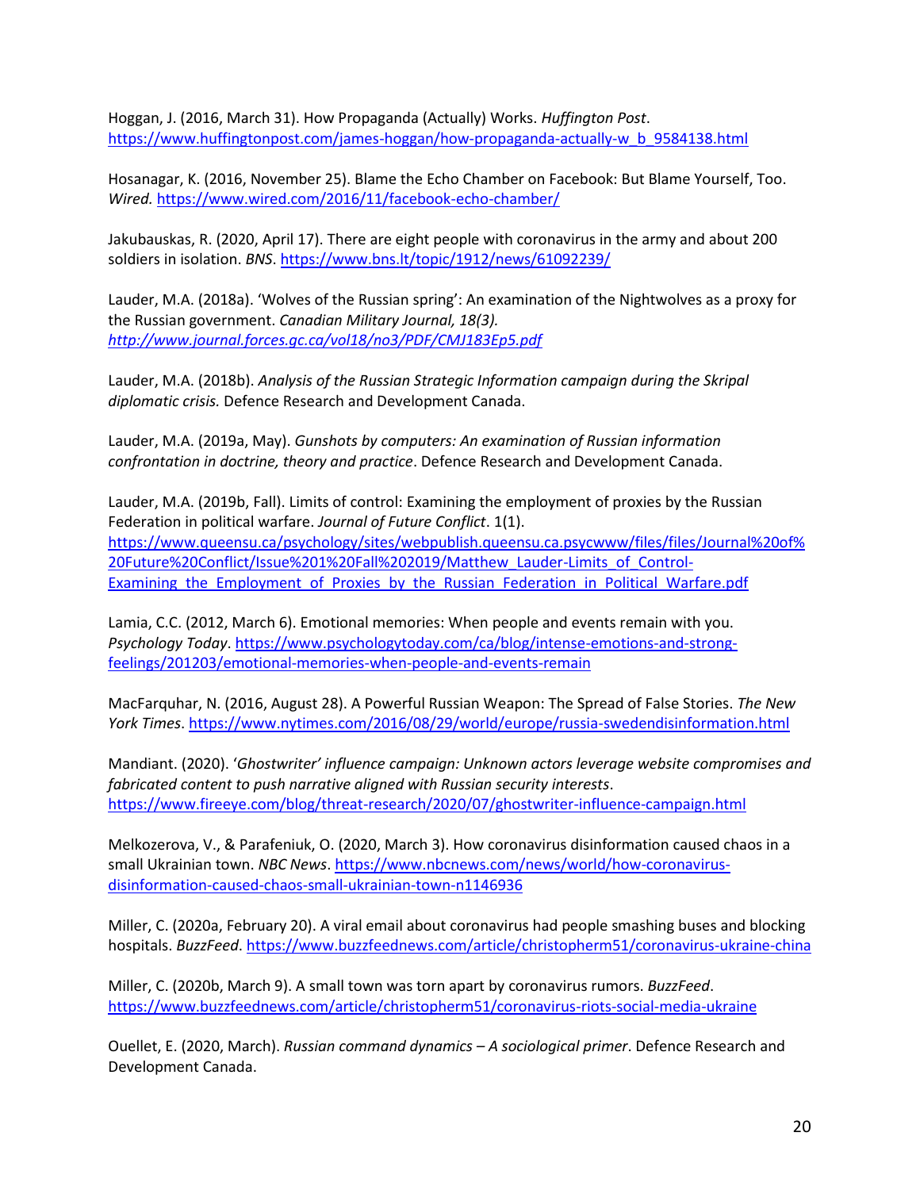Hoggan, J. (2016, March 31). How Propaganda (Actually) Works. *Huffington Post*. https://www.huffingtonpost.com/james-hoggan/how-propaganda-actually-w_b_9584138.html

Hosanagar, K. (2016, November 25). Blame the Echo Chamber on Facebook: But Blame Yourself, Too. *Wired.* https://www.wired.com/2016/11/facebook-echo-chamber/

Jakubauskas, R. (2020, April 17). There are eight people with coronavirus in the army and about 200 soldiers in isolation. *BNS*. https://www.bns.lt/topic/1912/news/61092239/

Lauder, M.A. (2018a). 'Wolves of the Russian spring': An examination of the Nightwolves as a proxy for the Russian government. *Canadian Military Journal, 18(3). http://www.journal.forces.gc.ca/vol18/no3/PDF/CMJ183Ep5.pdf*

Lauder, M.A. (2018b). *Analysis of the Russian Strategic Information campaign during the Skripal diplomatic crisis.* Defence Research and Development Canada.

Lauder, M.A. (2019a, May). *Gunshots by computers: An examination of Russian information confrontation in doctrine, theory and practice*. Defence Research and Development Canada.

Lauder, M.A. (2019b, Fall). Limits of control: Examining the employment of proxies by the Russian Federation in political warfare. *Journal of Future Conflict*. 1(1). https://www.queensu.ca/psychology/sites/webpublish.queensu.ca.psycwww/files/files/Journal%20of%20Future%20Conflict/Issue%201%20Fall%202019/Matthew_Lauder-Limits_of_Control-Examining_the_Employment_of_Proxies_by_the_Russian_Federation_in_Political_Warfare.pdf

Lamia, C.C. (2012, March 6). Emotional memories: When people and events remain with you. *Psychology Today*. https://www.psychologytoday.com/ca/blog/intense-emotions-and-strong-feelings/201203/emotional-memories-when-people-and-events-remain

MacFarquhar, N. (2016, August 28). A Powerful Russian Weapon: The Spread of False Stories. *The New York Times*. https://www.nytimes.com/2016/08/29/world/europe/russia-swedendisinformation.html

Mandiant. (2020). '*Ghostwriter' influence campaign: Unknown actors leverage website compromises and fabricated content to push narrative aligned with Russian security interests*. https://www.fireeye.com/blog/threat-research/2020/07/ghostwriter-influence-campaign.html

Melkozerova, V., & Parafeniuk, O. (2020, March 3). How coronavirus disinformation caused chaos in a small Ukrainian town. *NBC News*. https://www.nbcnews.com/news/world/how-coronavirus-disinformation-caused-chaos-small-ukrainian-town-n1146936

Miller, C. (2020a, February 20). A viral email about coronavirus had people smashing buses and blocking hospitals. *BuzzFeed*. https://www.buzzfeednews.com/article/christopherm51/coronavirus-ukraine-china

Miller, C. (2020b, March 9). A small town was torn apart by coronavirus rumors. *BuzzFeed*. https://www.buzzfeednews.com/article/christopherm51/coronavirus-riots-social-media-ukraine

Ouellet, E. (2020, March). *Russian command dynamics – A sociological primer*. Defence Research and Development Canada.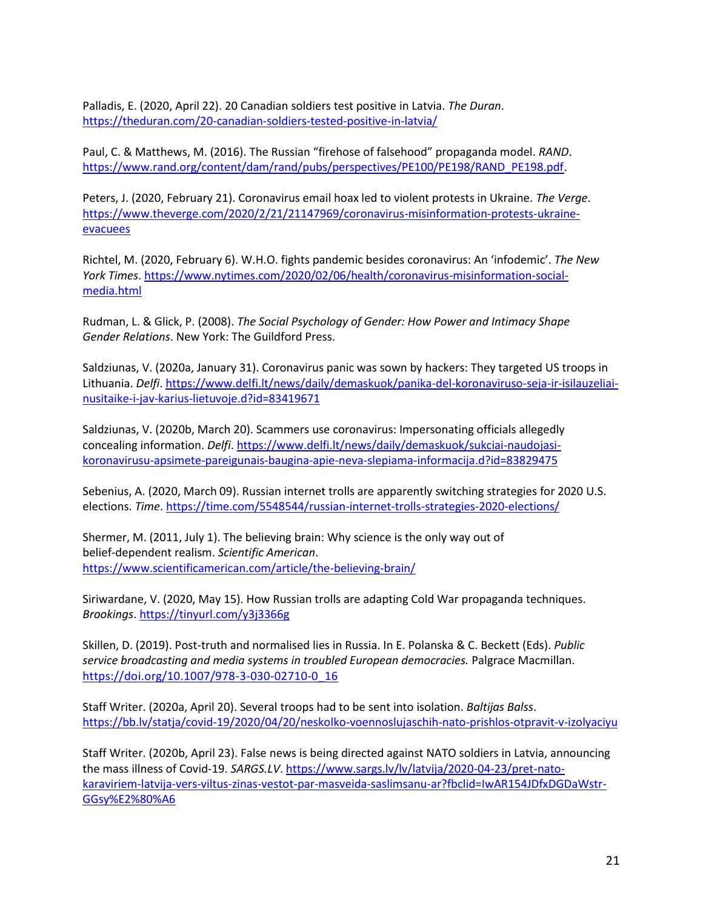Palladis, E. (2020, April 22). 20 Canadian soldiers test positive in Latvia. *The Duran*. https://theduran.com/20-canadian-soldiers-tested-positive-in-latvia/

Paul, C. & Matthews, M. (2016). The Russian "firehose of falsehood" propaganda model. *RAND*. https://www.rand.org/content/dam/rand/pubs/perspectives/PE100/PE198/RAND_PE198.pdf.

Peters, J. (2020, February 21). Coronavirus email hoax led to violent protests in Ukraine. *The Verge*. https://www.theverge.com/2020/2/21/21147969/coronavirus-misinformation-protests-ukraine-evacuees

Richtel, M. (2020, February 6). W.H.O. fights pandemic besides coronavirus: An 'infodemic'. *The New York Times*. https://www.nytimes.com/2020/02/06/health/coronavirus-misinformation-social-media.html

Rudman, L. & Glick, P. (2008). *The Social Psychology of Gender: How Power and Intimacy Shape Gender Relations*. New York: The Guildford Press.

Saldziunas, V. (2020a, January 31). Coronavirus panic was sown by hackers: They targeted US troops in Lithuania. *Delfi*. https://www.delfi.lt/news/daily/demaskuok/panika-del-koronaviruso-seja-ir-isilauzeliai-nusitaike-i-jav-karius-lietuvoje.d?id=83419671

Saldziunas, V. (2020b, March 20). Scammers use coronavirus: Impersonating officials allegedly concealing information. *Delfi*. https://www.delfi.lt/news/daily/demaskuok/sukciai-naudojasi-koronavirusu-apsimete-pareigunais-baugina-apie-neva-slepiama-informacija.d?id=83829475

Sebenius, A. (2020, March 09). Russian internet trolls are apparently switching strategies for 2020 U.S. elections. *Time*. https://time.com/5548544/russian-internet-trolls-strategies-2020-elections/

Shermer, M. (2011, July 1). The believing brain: Why science is the only way out of belief-dependent realism. *Scientific American*. https://www.scientificamerican.com/article/the-believing-brain/

Siriwardane, V. (2020, May 15). How Russian trolls are adapting Cold War propaganda techniques. *Brookings*. https://tinyurl.com/y3j3366g

Skillen, D. (2019). Post-truth and normalised lies in Russia. In E. Polanska & C. Beckett (Eds). *Public service broadcasting and media systems in troubled European democracies.* Palgrace Macmillan. https://doi.org/10.1007/978-3-030-02710-0_16

Staff Writer. (2020a, April 20). Several troops had to be sent into isolation. *Baltijas Balss*. https://bb.lv/statja/covid-19/2020/04/20/neskolko-voennoslujaschih-nato-prishlos-otpravit-v-izolyaciyu

Staff Writer. (2020b, April 23). False news is being directed against NATO soldiers in Latvia, announcing the mass illness of Covid-19. *SARGS.LV*. https://www.sargs.lv/lv/latvija/2020-04-23/pret-nato-karaviriem-latvija-vers-viltus-zinas-vestot-par-masveida-saslimsanu-ar?fbclid=IwAR154JDfxDGDaWstr-GGsy%E2%80%A6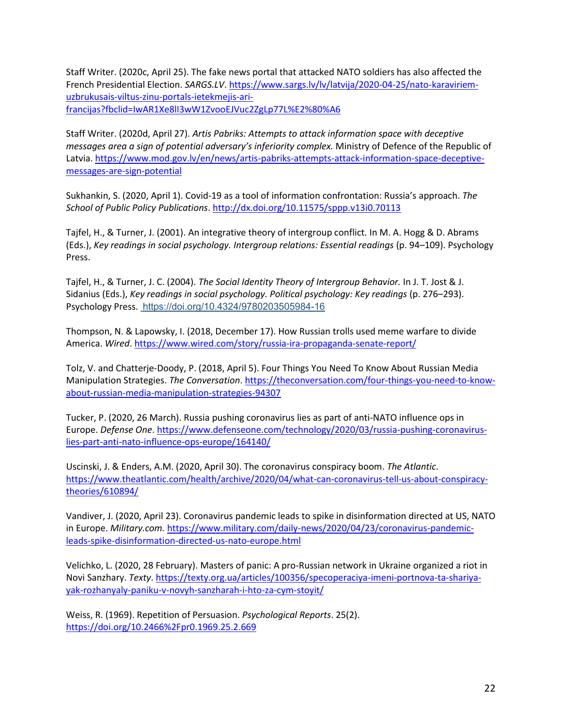Staff Writer. (2020c, April 25). The fake news portal that attacked NATO soldiers has also affected the French Presidential Election. *SARGS.LV*. https://www.sargs.lv/lv/latvija/2020-04-25/nato-karaviriem-uzbrukusais-viltus-zinu-portals-ietekmejis-ari-francijas?fbclid=IwAR1Xe8lI3wW1ZvooEJVuc2ZgLp77L%E2%80%A6

Staff Writer. (2020d, April 27). *Artis Pabriks: Attempts to attack information space with deceptive messages area a sign of potential adversary's inferiority complex.* Ministry of Defence of the Republic of Latvia. https://www.mod.gov.lv/en/news/artis-pabriks-attempts-attack-information-space-deceptive-messages-are-sign-potential

Sukhankin, S. (2020, April 1). Covid-19 as a tool of information confrontation: Russia's approach. *The School of Public Policy Publications*. http://dx.doi.org/10.11575/sppp.v13i0.70113

Tajfel, H., & Turner, J. (2001). An integrative theory of intergroup conflict. In M. A. Hogg & D. Abrams (Eds.), *Key readings in social psychology. Intergroup relations: Essential readings* (p. 94–109). Psychology Press.

Tajfel, H., & Turner, J. C. (2004). *The Social Identity Theory of Intergroup Behavior.* In J. T. Jost & J. Sidanius (Eds.), *Key readings in social psychology. Political psychology: Key readings* (p. 276–293). Psychology Press. https://doi.org/10.4324/9780203505984-16

Thompson, N. & Lapowsky, I. (2018, December 17). How Russian trolls used meme warfare to divide America. *Wired*. https://www.wired.com/story/russia-ira-propaganda-senate-report/

Tolz, V. and Chatterje-Doody, P. (2018, April 5). Four Things You Need To Know About Russian Media Manipulation Strategies. *The Conversation*. https://theconversation.com/four-things-you-need-to-know-about-russian-media-manipulation-strategies-94307

Tucker, P. (2020, 26 March). Russia pushing coronavirus lies as part of anti-NATO influence ops in Europe. *Defense One*. https://www.defenseone.com/technology/2020/03/russia-pushing-coronavirus-lies-part-anti-nato-influence-ops-europe/164140/

Uscinski, J. & Enders, A.M. (2020, April 30). The coronavirus conspiracy boom. *The Atlantic*. https://www.theatlantic.com/health/archive/2020/04/what-can-coronavirus-tell-us-about-conspiracy-theories/610894/

Vandiver, J. (2020, April 23). Coronavirus pandemic leads to spike in disinformation directed at US, NATO in Europe. *Military.com.* https://www.military.com/daily-news/2020/04/23/coronavirus-pandemic-leads-spike-disinformation-directed-us-nato-europe.html

Velichko, L. (2020, 28 February). Masters of panic: A pro-Russian network in Ukraine organized a riot in Novi Sanzhary. *Texty*. https://texty.org.ua/articles/100356/specoperaciya-imeni-portnova-ta-shariya-yak-rozhanyaly-paniku-v-novyh-sanzharah-i-hto-za-cym-stoyit/

Weiss, R. (1969). Repetition of Persuasion. *Psychological Reports*. 25(2). https://doi.org/10.2466%2Fpr0.1969.25.2.669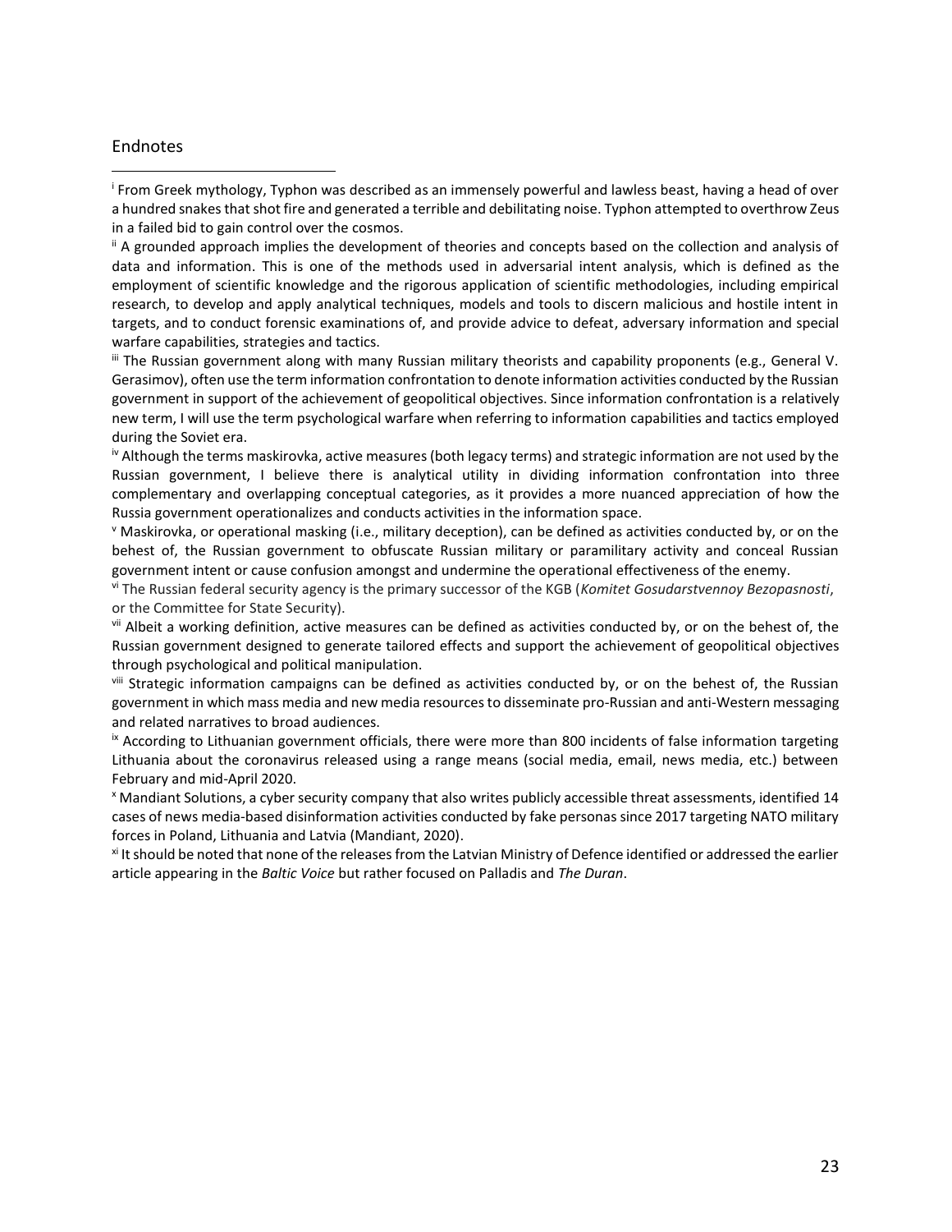## Endnotes

[i] From Greek mythology, Typhon was described as an immensely powerful and lawless beast, having a head of over a hundred snakes that shot fire and generated a terrible and debilitating noise. Typhon attempted to overthrow Zeus in a failed bid to gain control over the cosmos.

[ii] A grounded approach implies the development of theories and concepts based on the collection and analysis of data and information. This is one of the methods used in adversarial intent analysis, which is defined as the employment of scientific knowledge and the rigorous application of scientific methodologies, including empirical research, to develop and apply analytical techniques, models and tools to discern malicious and hostile intent in targets, and to conduct forensic examinations of, and provide advice to defeat, adversary information and special warfare capabilities, strategies and tactics.

[iii] The Russian government along with many Russian military theorists and capability proponents (e.g., General V. Gerasimov), often use the term information confrontation to denote information activities conducted by the Russian government in support of the achievement of geopolitical objectives. Since information confrontation is a relatively new term, I will use the term psychological warfare when referring to information capabilities and tactics employed during the Soviet era.

[iv] Although the terms maskirovka, active measures (both legacy terms) and strategic information are not used by the Russian government, I believe there is analytical utility in dividing information confrontation into three complementary and overlapping conceptual categories, as it provides a more nuanced appreciation of how the Russia government operationalizes and conducts activities in the information space.

[v] Maskirovka, or operational masking (i.e., military deception), can be defined as activities conducted by, or on the behest of, the Russian government to obfuscate Russian military or paramilitary activity and conceal Russian government intent or cause confusion amongst and undermine the operational effectiveness of the enemy.

[vi] The Russian federal security agency is the primary successor of the KGB (*Komitet Gosudarstvennoy Bezopasnosti*, or the Committee for State Security).

[vii] Albeit a working definition, active measures can be defined as activities conducted by, or on the behest of, the Russian government designed to generate tailored effects and support the achievement of geopolitical objectives through psychological and political manipulation.

[viii] Strategic information campaigns can be defined as activities conducted by, or on the behest of, the Russian government in which mass media and new media resources to disseminate pro-Russian and anti-Western messaging and related narratives to broad audiences.

[ix] According to Lithuanian government officials, there were more than 800 incidents of false information targeting Lithuania about the coronavirus released using a range means (social media, email, news media, etc.) between February and mid-April 2020.

[x] Mandiant Solutions, a cyber security company that also writes publicly accessible threat assessments, identified 14 cases of news media-based disinformation activities conducted by fake personas since 2017 targeting NATO military forces in Poland, Lithuania and Latvia (Mandiant, 2020).

[xi] It should be noted that none of the releases from the Latvian Ministry of Defence identified or addressed the earlier article appearing in the *Baltic Voice* but rather focused on Palladis and *The Duran*.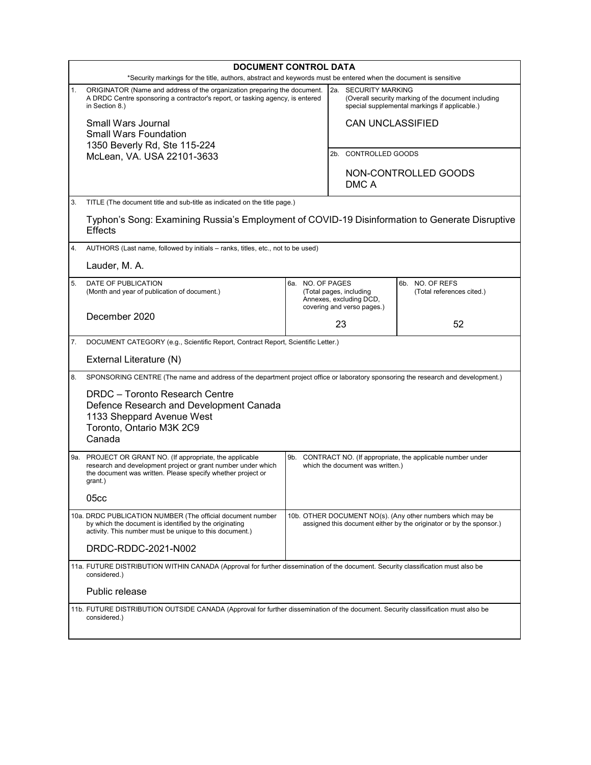# DOCUMENT CONTROL DATA

*Security markings for the title, authors, abstract and keywords must be entered when the document is sensitive

| | |
|---|---|
| 1. ORIGINATOR (Name and address of the organization preparing the document. A DRDC Centre sponsoring a contractor's report, or tasking agency, is entered in Section 8.)<br><br>Small Wars Journal<br>Small Wars Foundation<br>1350 Beverly Rd, Ste 115-224<br>McLean, VA. USA 22101-3633 | 2a. SECURITY MARKING<br>(Overall security marking of the document including special supplemental markings if applicable.)<br><br>CAN UNCLASSIFIED<br><br>2b. CONTROLLED GOODS<br><br>NON-CONTROLLED GOODS<br>DMC A |

3. TITLE (The document title and sub-title as indicated on the title page.)

Typhon's Song: Examining Russia's Employment of COVID-19 Disinformation to Generate Disruptive Effects

4. AUTHORS (Last name, followed by initials – ranks, titles, etc., not to be used)

Lauder, M. A.

| 5. DATE OF PUBLICATION (Month and year of publication of document.) | 6a. NO. OF PAGES (Total pages, including Annexes, excluding DCD, covering and verso pages.) | 6b. NO. OF REFS (Total references cited.) |
|---|---|---|
| December 2020 | 23 | 52 |

7. DOCUMENT CATEGORY (e.g., Scientific Report, Contract Report, Scientific Letter.)

External Literature (N)

8. SPONSORING CENTRE (The name and address of the department project office or laboratory sponsoring the research and development.)

DRDC – Toronto Research Centre
Defence Research and Development Canada
1133 Sheppard Avenue West
Toronto, Ontario M3K 2C9
Canada

| 9a. PROJECT OR GRANT NO. (If appropriate, the applicable research and development project or grant number under which the document was written. Please specify whether project or grant.) | 9b. CONTRACT NO. (If appropriate, the applicable number under which the document was written.) |
|---|---|
| 05cc | |

| 10a. DRDC PUBLICATION NUMBER (The official document number by which the document is identified by the originating activity. This number must be unique to this document.) | 10b. OTHER DOCUMENT NO(s). (Any other numbers which may be assigned this document either by the originator or by the sponsor.) |
|---|---|
| DRDC-RDDC-2021-N002 | |

11a. FUTURE DISTRIBUTION WITHIN CANADA (Approval for further dissemination of the document. Security classification must also be considered.)

Public release

11b. FUTURE DISTRIBUTION OUTSIDE CANADA (Approval for further dissemination of the document. Security classification must also be considered.)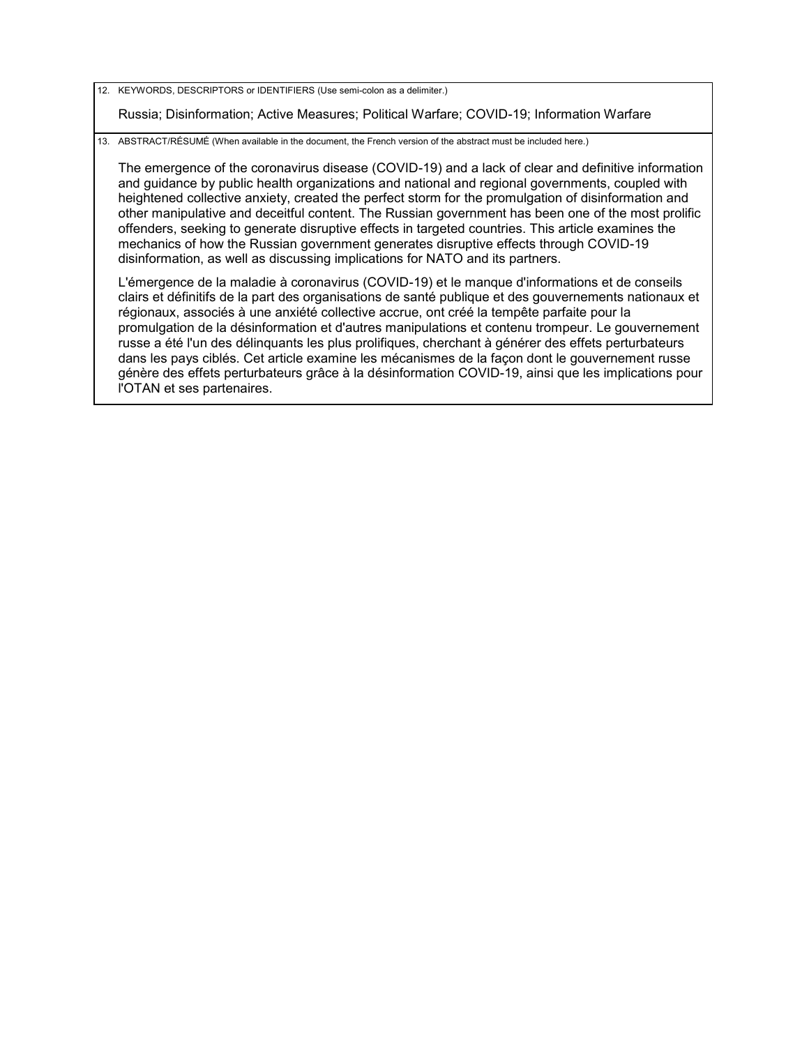12. KEYWORDS, DESCRIPTORS or IDENTIFIERS (Use semi-colon as a delimiter.)

Russia; Disinformation; Active Measures; Political Warfare; COVID-19; Information Warfare

13. ABSTRACT/RÉSUMÉ (When available in the document, the French version of the abstract must be included here.)

The emergence of the coronavirus disease (COVID-19) and a lack of clear and definitive information and guidance by public health organizations and national and regional governments, coupled with heightened collective anxiety, created the perfect storm for the promulgation of disinformation and other manipulative and deceitful content. The Russian government has been one of the most prolific offenders, seeking to generate disruptive effects in targeted countries. This article examines the mechanics of how the Russian government generates disruptive effects through COVID-19 disinformation, as well as discussing implications for NATO and its partners.

L'émergence de la maladie à coronavirus (COVID-19) et le manque d'informations et de conseils clairs et définitifs de la part des organisations de santé publique et des gouvernements nationaux et régionaux, associés à une anxiété collective accrue, ont créé la tempête parfaite pour la promulgation de la désinformation et d'autres manipulations et contenu trompeur. Le gouvernement russe a été l'un des délinquants les plus prolifiques, cherchant à générer des effets perturbateurs dans les pays ciblés. Cet article examine les mécanismes de la façon dont le gouvernement russe génère des effets perturbateurs grâce à la désinformation COVID-19, ainsi que les implications pour l'OTAN et ses partenaires.